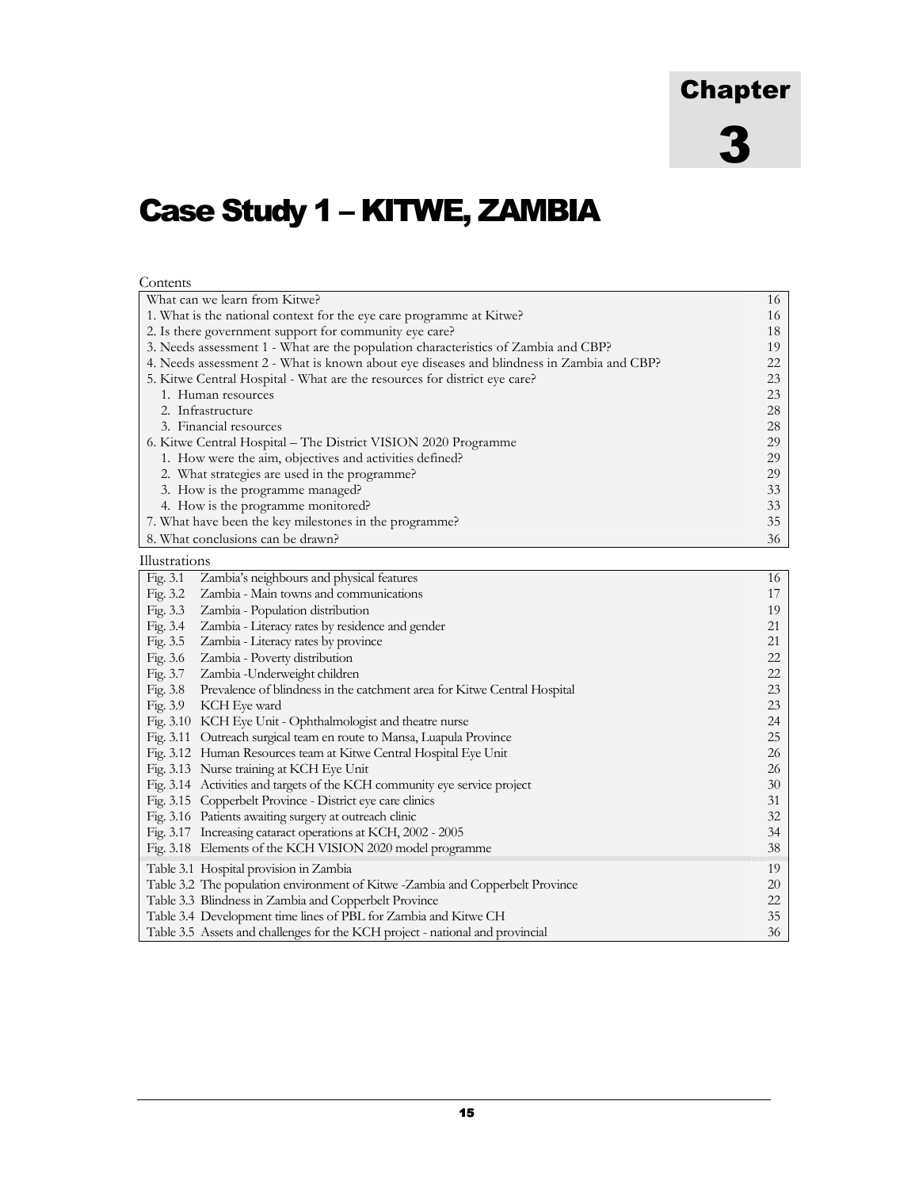# Chapter 3

# Case Study 1 – KITWE, ZAMBIA

Contents

| | |
|---|---|
| What can we learn from Kitwe? | 16 |
| 1. What is the national context for the eye care programme at Kitwe? | 16 |
| 2. Is there government support for community eye care? | 18 |
| 3. Needs assessment 1 - What are the population characteristics of Zambia and CBP? | 19 |
| 4. Needs assessment 2 - What is known about eye diseases and blindness in Zambia and CBP? | 22 |
| 5. Kitwe Central Hospital - What are the resources for district eye care? | 23 |
| 1. Human resources | 23 |
| 2. Infrastructure | 28 |
| 3. Financial resources | 28 |
| 6. Kitwe Central Hospital – The District VISION 2020 Programme | 29 |
| 1. How were the aim, objectives and activities defined? | 29 |
| 2. What strategies are used in the programme? | 29 |
| 3. How is the programme managed? | 33 |
| 4. How is the programme monitored? | 33 |
| 7. What have been the key milestones in the programme? | 35 |
| 8. What conclusions can be drawn? | 36 |

Illustrations

| | |
|---|---|
| Fig. 3.1 Zambia's neighbours and physical features | 16 |
| Fig. 3.2 Zambia - Main towns and communications | 17 |
| Fig. 3.3 Zambia - Population distribution | 19 |
| Fig. 3.4 Zambia - Literacy rates by residence and gender | 21 |
| Fig. 3.5 Zambia - Literacy rates by province | 21 |
| Fig. 3.6 Zambia - Poverty distribution | 22 |
| Fig. 3.7 Zambia -Underweight children | 22 |
| Fig. 3.8 Prevalence of blindness in the catchment area for Kitwe Central Hospital | 23 |
| Fig. 3.9 KCH Eye ward | 23 |
| Fig. 3.10 KCH Eye Unit - Ophthalmologist and theatre nurse | 24 |
| Fig. 3.11 Outreach surgical team en route to Mansa, Luapula Province | 25 |
| Fig. 3.12 Human Resources team at Kitwe Central Hospital Eye Unit | 26 |
| Fig. 3.13 Nurse training at KCH Eye Unit | 26 |
| Fig. 3.14 Activities and targets of the KCH community eye service project | 30 |
| Fig. 3.15 Copperbelt Province - District eye care clinics | 31 |
| Fig. 3.16 Patients awaiting surgery at outreach clinic | 32 |
| Fig. 3.17 Increasing cataract operations at KCH, 2002 - 2005 | 34 |
| Fig. 3.18 Elements of the KCH VISION 2020 model programme | 38 |
| Table 3.1 Hospital provision in Zambia | 19 |
| Table 3.2 The population environment of Kitwe -Zambia and Copperbelt Province | 20 |
| Table 3.3 Blindness in Zambia and Copperbelt Province | 22 |
| Table 3.4 Development time lines of PBL for Zambia and Kitwe CH | 35 |
| Table 3.5 Assets and challenges for the KCH project - national and provincial | 36 |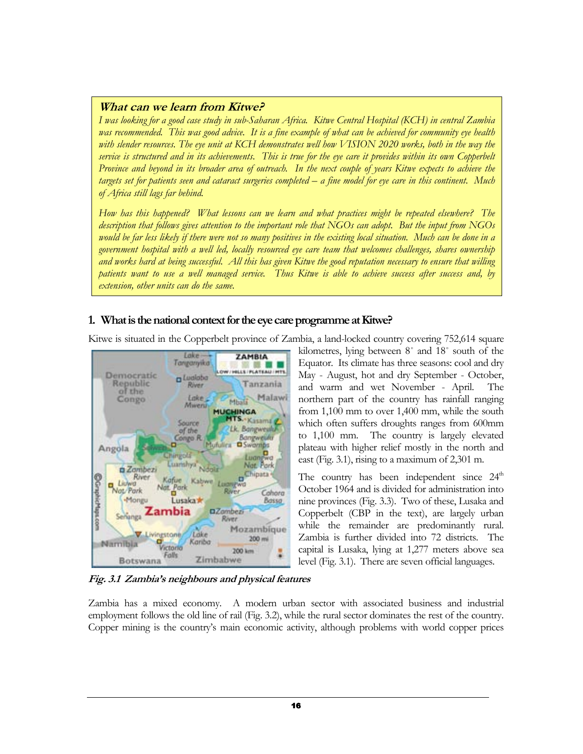**What can we learn from Kitwe?**

*I was looking for a good case study in sub-Saharan Africa. Kitwe Central Hospital (KCH) in central Zambia was recommended. This was good advice. It is a fine example of what can be achieved for community eye health with slender resources. The eye unit at KCH demonstrates well how VISION 2020 works, both in the way the service is structured and in its achievements. This is true for the eye care it provides within its own Copperbelt Province and beyond in its broader area of outreach. In the next couple of years Kitwe expects to achieve the targets set for patients seen and cataract surgeries completed – a fine model for eye care in this continent. Much of Africa still lags far behind.*

*How has this happened? What lessons can we learn and what practices might be repeated elsewhere? The description that follows gives attention to the important role that NGOs can adopt. But the input from NGOs would be far less likely if there were not so many positives in the existing local situation. Much can be done in a government hospital with a well led, locally resourced eye care team that welcomes challenges, shares ownership and works hard at being successful. All this has given Kitwe the good reputation necessary to ensure that willing patients want to use a well managed service. Thus Kitwe is able to achieve success after success and, by extension, other units can do the same.*

## 1. What is the national context for the eye care programme at Kitwe?

Kitwe is situated in the Copperbelt province of Zambia, a land-locked country covering 752,614 square kilometres, lying between 8° and 18° south of the Equator. Its climate has three seasons: cool and dry May - August, hot and dry September - October, and warm and wet November - April. The northern part of the country has rainfall ranging from 1,100 mm to over 1,400 mm, while the south which often suffers droughts ranges from 600mm to 1,100 mm. The country is largely elevated plateau with higher relief mostly in the north and east (Fig. 3.1), rising to a maximum of 2,301 m.

The country has been independent since 24th October 1964 and is divided for administration into nine provinces (Fig. 3.3). Two of these, Lusaka and Copperbelt (CBP in the text), are largely urban while the remainder are predominantly rural. Zambia is further divided into 72 districts. The capital is Lusaka, lying at 1,277 meters above sea level (Fig. 3.1). There are seven official languages.

***Fig. 3.1 Zambia's neighbours and physical features***

Zambia has a mixed economy. A modern urban sector with associated business and industrial employment follows the old line of rail (Fig. 3.2), while the rural sector dominates the rest of the country. Copper mining is the country's main economic activity, although problems with world copper prices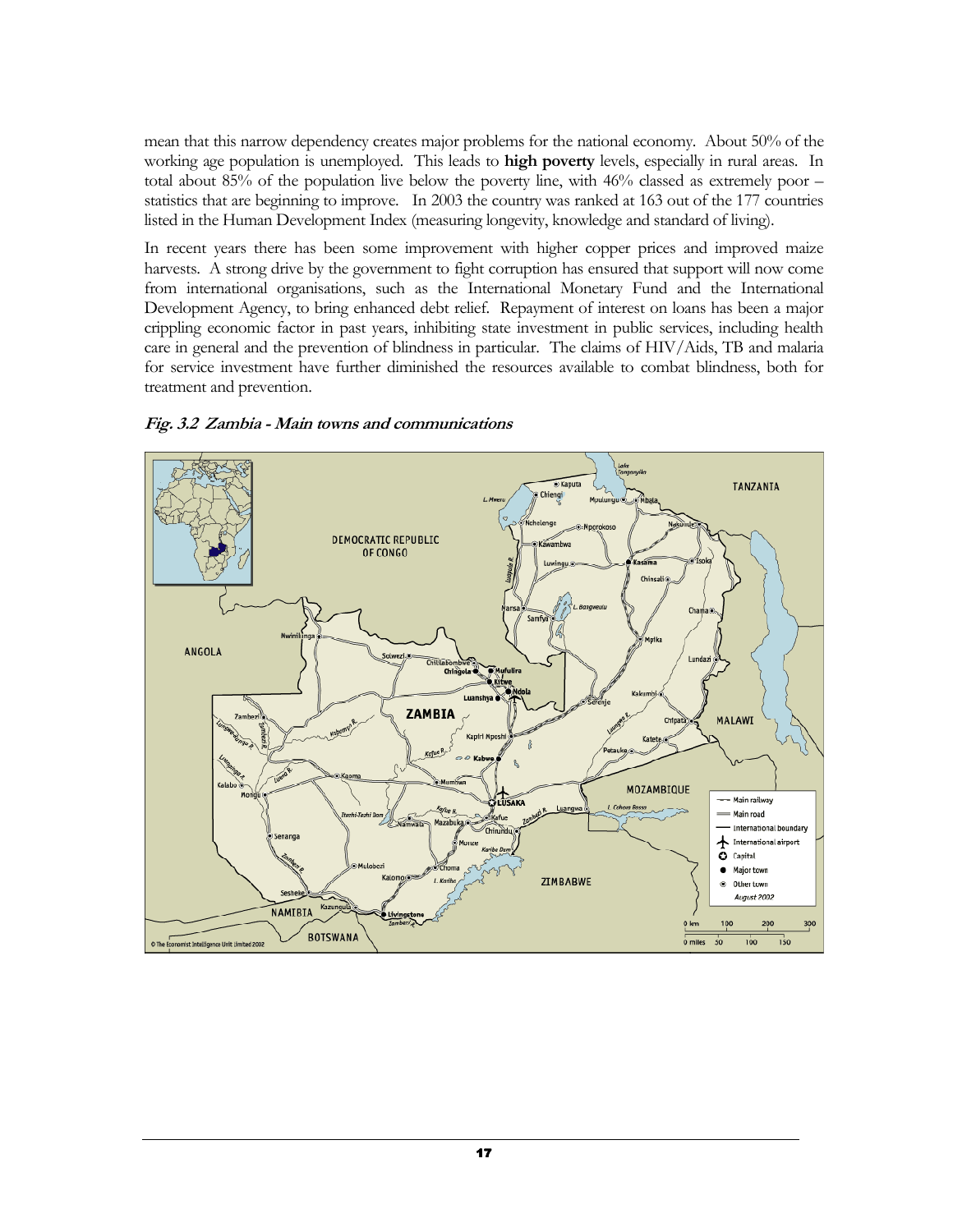mean that this narrow dependency creates major problems for the national economy. About 50% of the working age population is unemployed. This leads to **high poverty** levels, especially in rural areas. In total about 85% of the population live below the poverty line, with 46% classed as extremely poor – statistics that are beginning to improve. In 2003 the country was ranked at 163 out of the 177 countries listed in the Human Development Index (measuring longevity, knowledge and standard of living).

In recent years there has been some improvement with higher copper prices and improved maize harvests. A strong drive by the government to fight corruption has ensured that support will now come from international organisations, such as the International Monetary Fund and the International Development Agency, to bring enhanced debt relief. Repayment of interest on loans has been a major crippling economic factor in past years, inhibiting state investment in public services, including health care in general and the prevention of blindness in particular. The claims of HIV/Aids, TB and malaria for service investment have further diminished the resources available to combat blindness, both for treatment and prevention.

***Fig. 3.2 Zambia - Main towns and communications***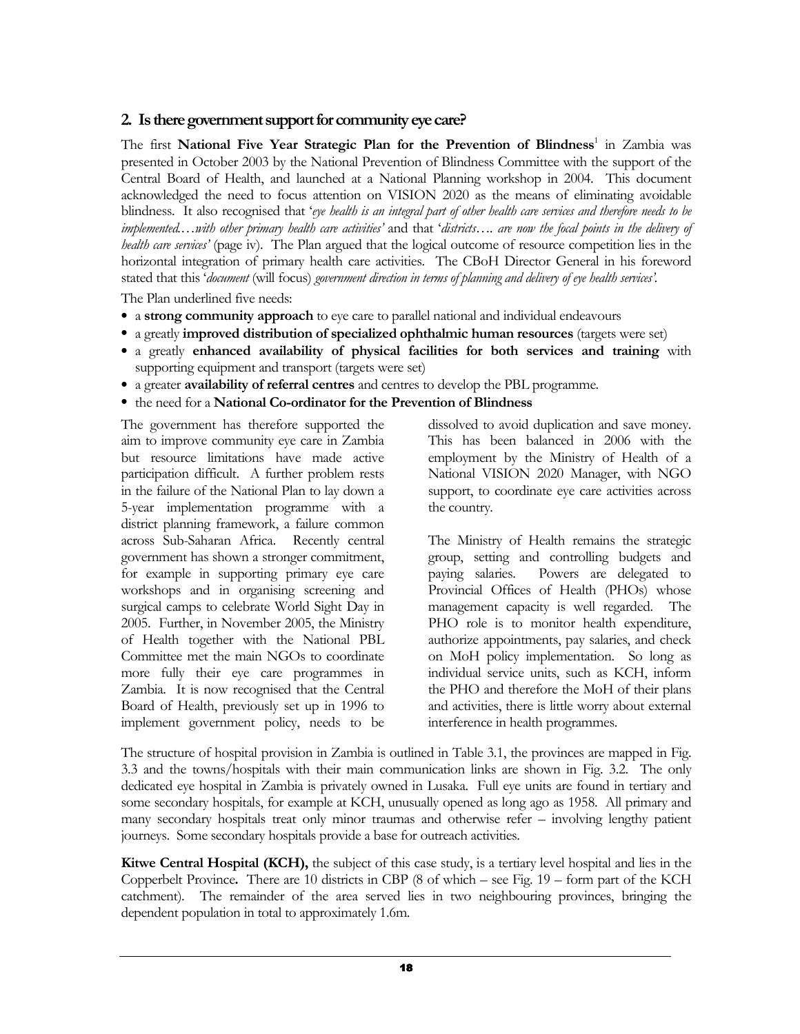## 2. Is there government support for community eye care?

The first **National Five Year Strategic Plan for the Prevention of Blindness**[1] in Zambia was presented in October 2003 by the National Prevention of Blindness Committee with the support of the Central Board of Health, and launched at a National Planning workshop in 2004. This document acknowledged the need to focus attention on VISION 2020 as the means of eliminating avoidable blindness. It also recognised that '*eye health is an integral part of other health care services and therefore needs to be implemented….with other primary health care activities'* and that '*districts…. are now the focal points in the delivery of health care services'* (page iv). The Plan argued that the logical outcome of resource competition lies in the horizontal integration of primary health care activities. The CBoH Director General in his foreword stated that this '*document* (will focus) *government direction in terms of planning and delivery of eye health services'.*

The Plan underlined five needs:

- a **strong community approach** to eye care to parallel national and individual endeavours
- a greatly **improved distribution of specialized ophthalmic human resources** (targets were set)
- a greatly **enhanced availability of physical facilities for both services and training** with supporting equipment and transport (targets were set)
- a greater **availability of referral centres** and centres to develop the PBL programme.
- the need for a **National Co-ordinator for the Prevention of Blindness**

The government has therefore supported the aim to improve community eye care in Zambia but resource limitations have made active participation difficult. A further problem rests in the failure of the National Plan to lay down a 5-year implementation programme with a district planning framework, a failure common across Sub-Saharan Africa. Recently central government has shown a stronger commitment, for example in supporting primary eye care workshops and in organising screening and surgical camps to celebrate World Sight Day in 2005. Further, in November 2005, the Ministry of Health together with the National PBL Committee met the main NGOs to coordinate more fully their eye care programmes in Zambia. It is now recognised that the Central Board of Health, previously set up in 1996 to implement government policy, needs to be dissolved to avoid duplication and save money. This has been balanced in 2006 with the employment by the Ministry of Health of a National VISION 2020 Manager, with NGO support, to coordinate eye care activities across the country.

The Ministry of Health remains the strategic group, setting and controlling budgets and paying salaries. Powers are delegated to Provincial Offices of Health (PHOs) whose management capacity is well regarded. The PHO role is to monitor health expenditure, authorize appointments, pay salaries, and check on MoH policy implementation. So long as individual service units, such as KCH, inform the PHO and therefore the MoH of their plans and activities, there is little worry about external interference in health programmes.

The structure of hospital provision in Zambia is outlined in Table 3.1, the provinces are mapped in Fig. 3.3 and the towns/hospitals with their main communication links are shown in Fig. 3.2. The only dedicated eye hospital in Zambia is privately owned in Lusaka. Full eye units are found in tertiary and some secondary hospitals, for example at KCH, unusually opened as long ago as 1958. All primary and many secondary hospitals treat only minor traumas and otherwise refer – involving lengthy patient journeys. Some secondary hospitals provide a base for outreach activities.

**Kitwe Central Hospital (KCH),** the subject of this case study, is a tertiary level hospital and lies in the Copperbelt Province**.** There are 10 districts in CBP (8 of which – see Fig. 19 – form part of the KCH catchment). The remainder of the area served lies in two neighbouring provinces, bringing the dependent population in total to approximately 1.6m.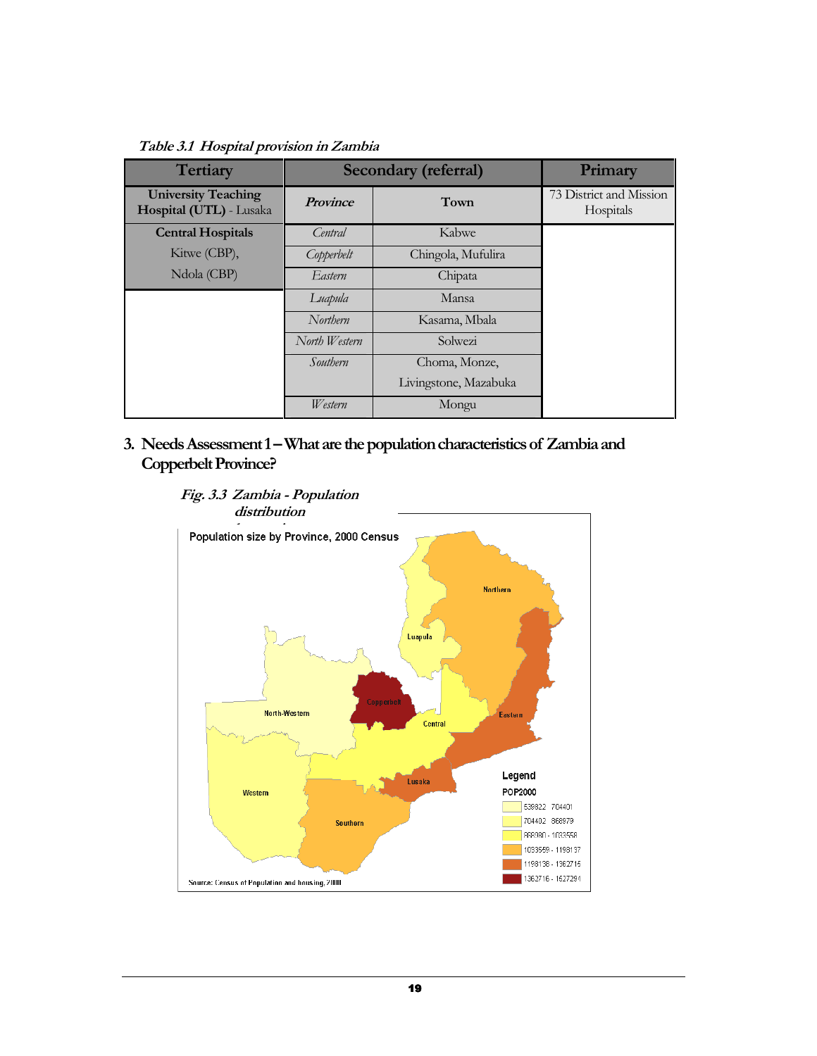*Table 3.1 Hospital provision in Zambia*

| Tertiary | Secondary (referral) | | Primary |
|---|---|---|---|
| **University Teaching Hospital (UTL)** - Lusaka | ***Province*** | **Town** | 73 District and Mission Hospitals |
| **Central Hospitals** Kitwe (CBP), Ndola (CBP) | *Central* | Kabwe | |
| | *Copperbelt* | Chingola, Mufulira | |
| | *Eastern* | Chipata | |
| | *Luapula* | Mansa | |
| | *Northern* | Kasama, Mbala | |
| | *North Western* | Solwezi | |
| | *Southern* | Choma, Monze, Livingstone, Mazabuka | |
| | *Western* | Mongu | |

## 3. Needs Assessment 1 – What are the population characteristics of Zambia and Copperbelt Province?

*Fig. 3.3 Zambia - Population distribution*

Population size by Province, 2000 Census

Legend
POP2000
- 539822 - 704401
- 704402 - 868979
- 868980 - 1033558
- 1033559 - 1198137
- 1198138 - 1362715
- 1362716 - 1527294

Source: Census of Population and housing, 2000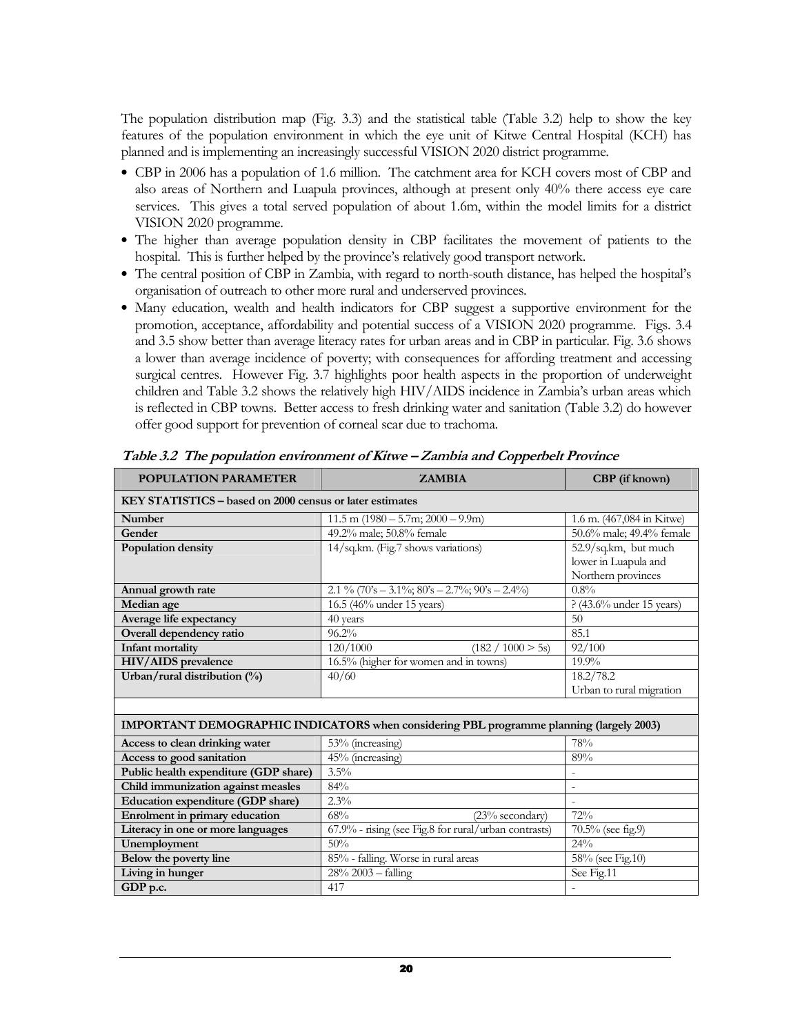The population distribution map (Fig. 3.3) and the statistical table (Table 3.2) help to show the key features of the population environment in which the eye unit of Kitwe Central Hospital (KCH) has planned and is implementing an increasingly successful VISION 2020 district programme.

- CBP in 2006 has a population of 1.6 million. The catchment area for KCH covers most of CBP and also areas of Northern and Luapula provinces, although at present only 40% there access eye care services. This gives a total served population of about 1.6m, within the model limits for a district VISION 2020 programme.
- The higher than average population density in CBP facilitates the movement of patients to the hospital. This is further helped by the province's relatively good transport network.
- The central position of CBP in Zambia, with regard to north-south distance, has helped the hospital's organisation of outreach to other more rural and underserved provinces.
- Many education, wealth and health indicators for CBP suggest a supportive environment for the promotion, acceptance, affordability and potential success of a VISION 2020 programme. Figs. 3.4 and 3.5 show better than average literacy rates for urban areas and in CBP in particular. Fig. 3.6 shows a lower than average incidence of poverty; with consequences for affording treatment and accessing surgical centres. However Fig. 3.7 highlights poor health aspects in the proportion of underweight children and Table 3.2 shows the relatively high HIV/AIDS incidence in Zambia's urban areas which is reflected in CBP towns. Better access to fresh drinking water and sanitation (Table 3.2) do however offer good support for prevention of corneal scar due to trachoma.

***Table 3.2 The population environment of Kitwe – Zambia and Copperbelt Province***

| POPULATION PARAMETER | ZAMBIA | CBP (if known) |
|---|---|---|
| **KEY STATISTICS – based on 2000 census or later estimates** | | |
| **Number** | 11.5 m (1980 – 5.7m; 2000 – 9.9m) | 1.6 m. (467,084 in Kitwe) |
| **Gender** | 49.2% male; 50.8% female | 50.6% male; 49.4% female |
| **Population density** | 14/sq.km. (Fig.7 shows variations) | 52.9/sq.km, but much lower in Luapula and Northern provinces |
| **Annual growth rate** | 2.1 % (70's – 3.1%; 80's – 2.7%; 90's – 2.4%) | 0.8% |
| **Median age** | 16.5 (46% under 15 years) | ? (43.6% under 15 years) |
| **Average life expectancy** | 40 years | 50 |
| **Overall dependency ratio** | 96.2% | 85.1 |
| **Infant mortality** | 120/1000 (182 / 1000 > 5s) | 92/100 |
| **HIV/AIDS prevalence** | 16.5 (higher for women and in towns) | 19.9% |
| **Urban/rural distribution (%)** | 40/60 | 18.2/78.2 Urban to rural migration |
| | | |
| **IMPORTANT DEMOGRAPHIC INDICATORS** when considering PBL programme planning (largely 2003) | | |
| **Access to clean drinking water** | 53% (increasing) | 78% |
| **Access to good sanitation** | 45% (increasing) | 89% |
| **Public health expenditure (GDP share)** | 3.5% | - |
| **Child immunization against measles** | 84% | - |
| **Education expenditure (GDP share)** | 2.3% | - |
| **Enrolment in primary education** | 68% (23% secondary) | 72% |
| **Literacy in one or more languages** | 67.9% - rising (see Fig.8 for rural/urban contrasts) | 70.5% (see fig.9) |
| **Unemployment** | 50% | 24% |
| **Below the poverty line** | 85% - falling. Worse in rural areas | 58% (see Fig.10) |
| **Living in hunger** | 28% 2003 – falling | See Fig.11 |
| **GDP p.c.** | 417 | - |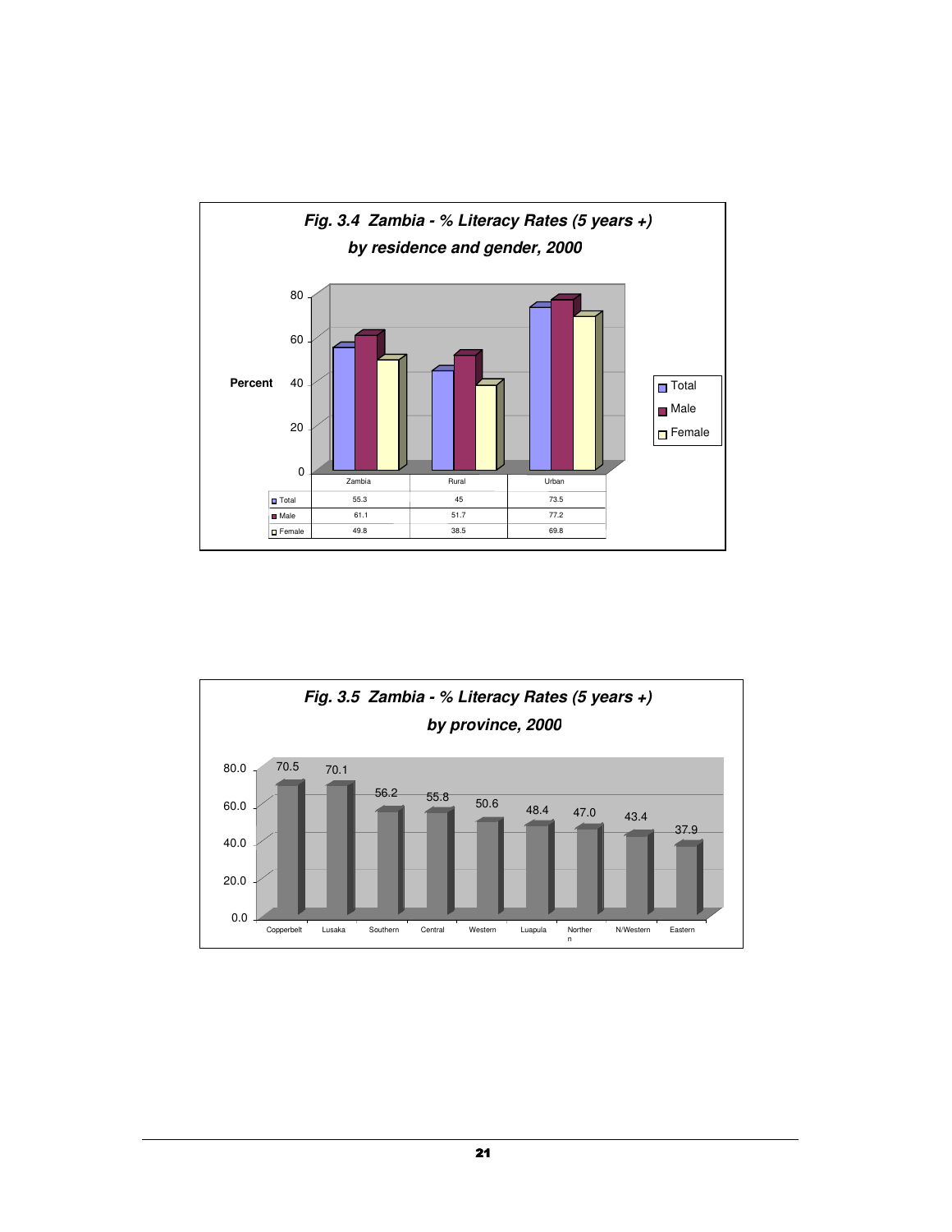**Fig. 3.4 Zambia - % Literacy Rates (5 years +) by residence and gender, 2000**

| | Zambia | Rural | Urban |
|---|---|---|---|
| Total | 55.3 | 45 | 73.5 |
| Male | 61.1 | 51.7 | 77.2 |
| Female | 49.8 | 38.5 | 69.8 |

**Fig. 3.5 Zambia - % Literacy Rates (5 years +) by province, 2000**

| Province | Percent |
|---|---|
| Copperbelt | 70.5 |
| Lusaka | 70.1 |
| Southern | 56.2 |
| Central | 55.8 |
| Western | 50.6 |
| Luapula | 48.4 |
| Northern | 47.0 |
| N/Western | 43.4 |
| Eastern | 37.9 |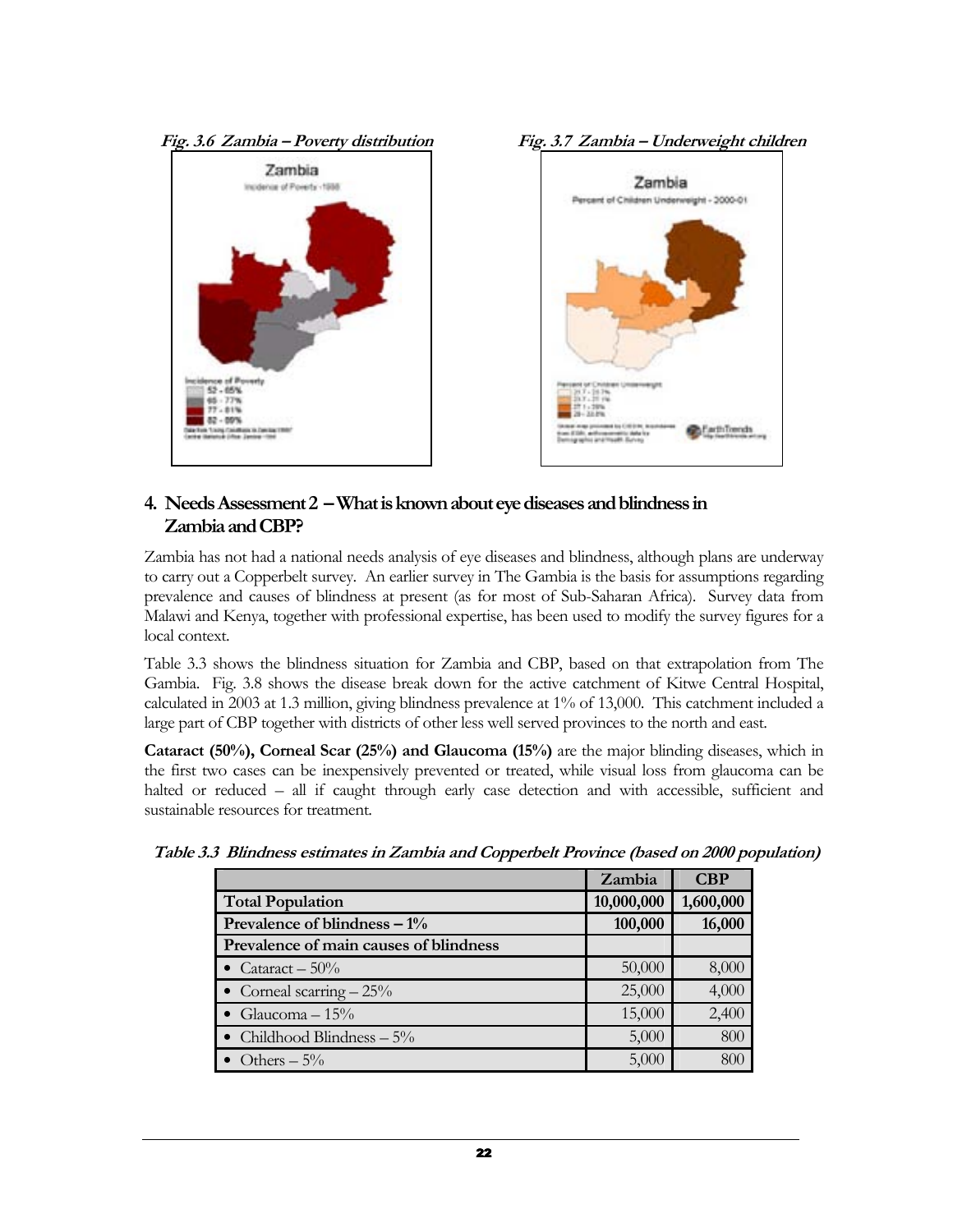*Fig. 3.6 Zambia – Poverty distribution*

*Fig. 3.7 Zambia – Underweight children*

## 4. Needs Assessment 2 – What is known about eye diseases and blindness in Zambia and CBP?

Zambia has not had a national needs analysis of eye diseases and blindness, although plans are underway to carry out a Copperbelt survey. An earlier survey in The Gambia is the basis for assumptions regarding prevalence and causes of blindness at present (as for most of Sub-Saharan Africa). Survey data from Malawi and Kenya, together with professional expertise, has been used to modify the survey figures for a local context.

Table 3.3 shows the blindness situation for Zambia and CBP, based on that extrapolation from The Gambia. Fig. 3.8 shows the disease break down for the active catchment of Kitwe Central Hospital, calculated in 2003 at 1.3 million, giving blindness prevalence at 1% of 13,000. This catchment included a large part of CBP together with districts of other less well served provinces to the north and east.

**Cataract (50%), Corneal Scar (25%) and Glaucoma (15%)** are the major blinding diseases, which in the first two cases can be inexpensively prevented or treated, while visual loss from glaucoma can be halted or reduced – all if caught through early case detection and with accessible, sufficient and sustainable resources for treatment.

*Table 3.3 Blindness estimates in Zambia and Copperbelt Province (based on 2000 population)*

| | Zambia | CBP |
|---|---|---|
| **Total Population** | **10,000,000** | **1,600,000** |
| **Prevalence of blindness – 1%** | **100,000** | **16,000** |
| **Prevalence of main causes of blindness** | | |
| • Cataract – 50% | 50,000 | 8,000 |
| • Corneal scarring – 25% | 25,000 | 4,000 |
| • Glaucoma – 15% | 15,000 | 2,400 |
| • Childhood Blindness – 5% | 5,000 | 800 |
| • Others – 5% | 5,000 | 800 |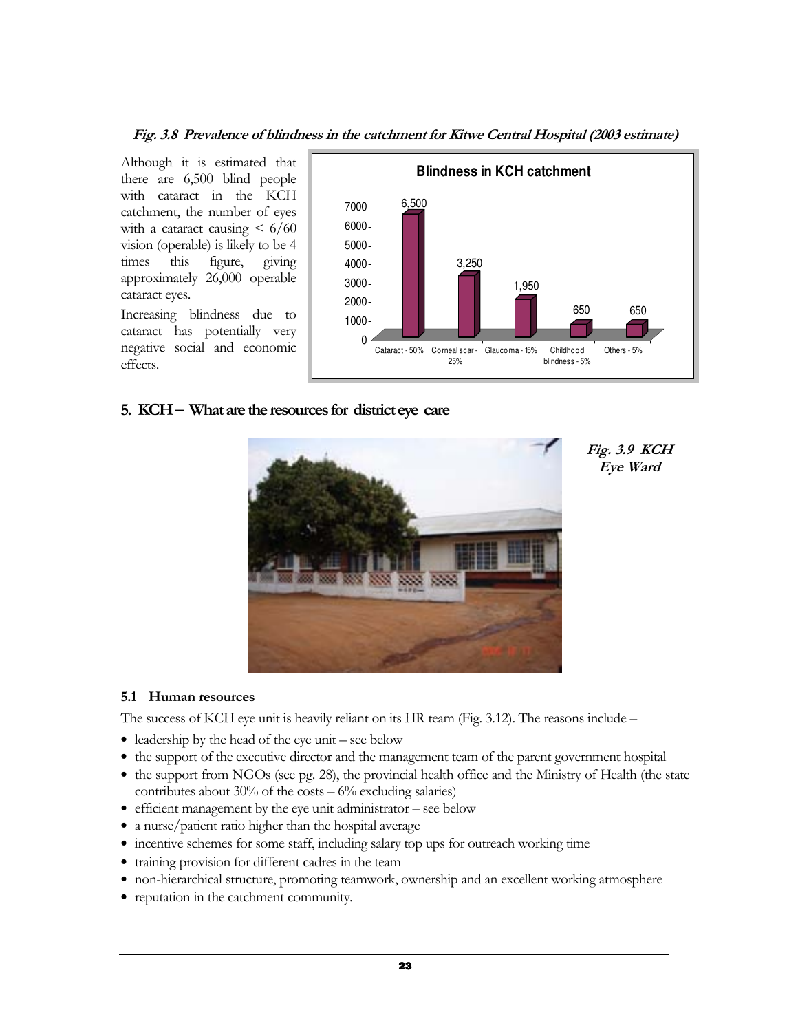***Fig. 3.8 Prevalence of blindness in the catchment for Kitwe Central Hospital (2003 estimate)***

Although it is estimated that there are 6,500 blind people with cataract in the KCH catchment, the number of eyes with a cataract causing < 6/60 vision (operable) is likely to be 4 times this figure, giving approximately 26,000 operable cataract eyes.

Increasing blindness due to cataract has potentially very negative social and economic effects.

**Blindness in KCH catchment**

| Cause | Number |
|---|---|
| Cataract - 50% | 6,500 |
| Corneal scar - 25% | 3,250 |
| Glaucoma - 15% | 1,950 |
| Childhood blindness - 5% | 650 |
| Others - 5% | 650 |

## 5. KCH – What are the resources for district eye care

***Fig. 3.9 KCH Eye Ward***

### 5.1 Human resources

The success of KCH eye unit is heavily reliant on its HR team (Fig. 3.12). The reasons include –

- leadership by the head of the eye unit – see below
- the support of the executive director and the management team of the parent government hospital
- the support from NGOs (see pg. 28), the provincial health office and the Ministry of Health (the state contributes about 30% of the costs – 6% excluding salaries)
- efficient management by the eye unit administrator – see below
- a nurse/patient ratio higher than the hospital average
- incentive schemes for some staff, including salary top ups for outreach working time
- training provision for different cadres in the team
- non-hierarchical structure, promoting teamwork, ownership and an excellent working atmosphere
- reputation in the catchment community.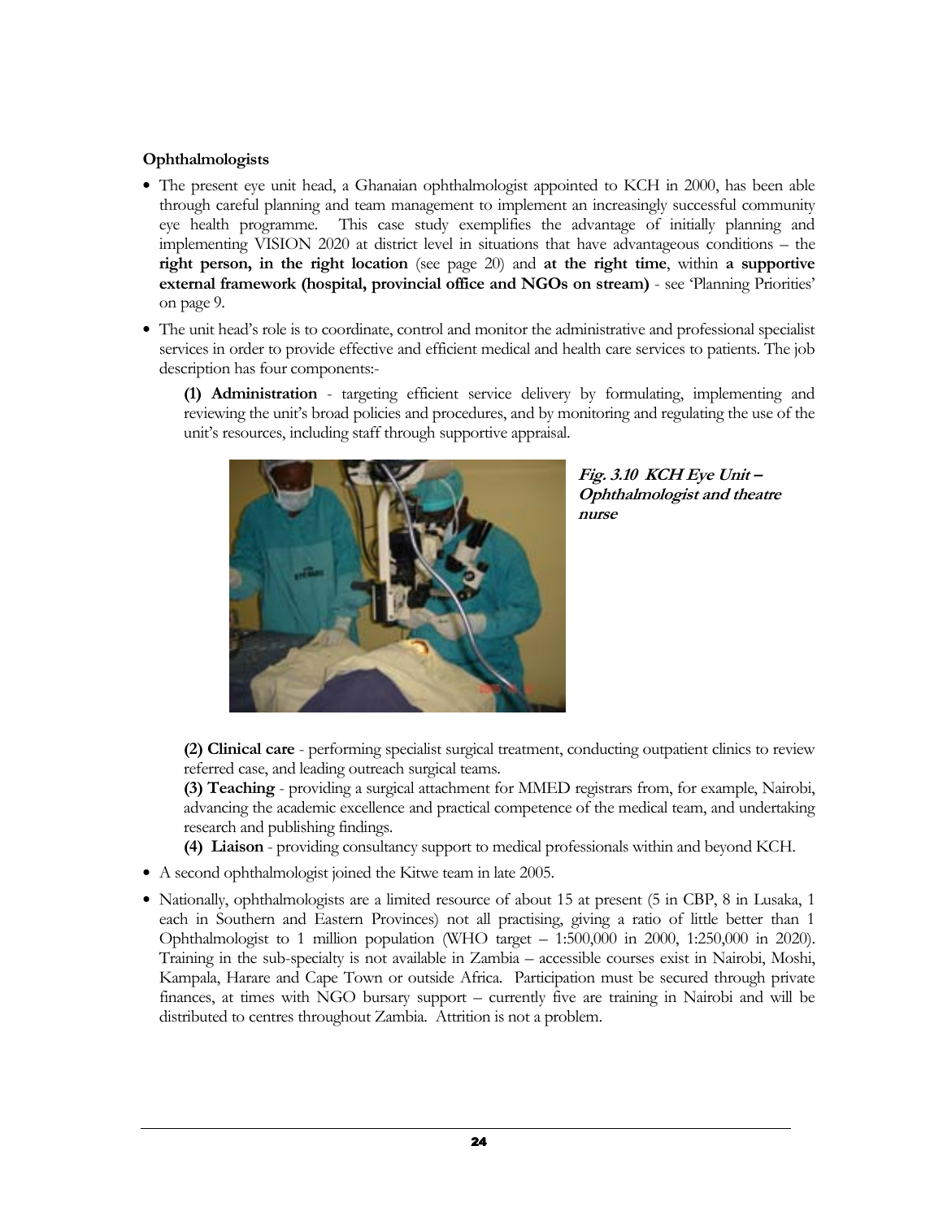**Ophthalmologists**

- The present eye unit head, a Ghanaian ophthalmologist appointed to KCH in 2000, has been able through careful planning and team management to implement an increasingly successful community eye health programme. This case study exemplifies the advantage of initially planning and implementing VISION 2020 at district level in situations that have advantageous conditions – the **right person, in the right location** (see page 20) and **at the right time**, within **a supportive external framework (hospital, provincial office and NGOs on stream)** - see 'Planning Priorities' on page 9.
- The unit head's role is to coordinate, control and monitor the administrative and professional specialist services in order to provide effective and efficient medical and health care services to patients. The job description has four components:-

  **(1) Administration** - targeting efficient service delivery by formulating, implementing and reviewing the unit's broad policies and procedures, and by monitoring and regulating the use of the unit's resources, including staff through supportive appraisal.

  ***Fig. 3.10 KCH Eye Unit – Ophthalmologist and theatre nurse***

  **(2) Clinical care** - performing specialist surgical treatment, conducting outpatient clinics to review referred case, and leading outreach surgical teams.

  **(3) Teaching** - providing a surgical attachment for MMED registrars from, for example, Nairobi, advancing the academic excellence and practical competence of the medical team, and undertaking research and publishing findings.

  **(4) Liaison** - providing consultancy support to medical professionals within and beyond KCH.

- A second ophthalmologist joined the Kitwe team in late 2005.
- Nationally, ophthalmologists are a limited resource of about 15 at present (5 in CBP, 8 in Lusaka, 1 each in Southern and Eastern Provinces) not all practising, giving a ratio of little better than 1 Ophthalmologist to 1 million population (WHO target – 1:500,000 in 2000, 1:250,000 in 2020). Training in the sub-specialty is not available in Zambia – accessible courses exist in Nairobi, Moshi, Kampala, Harare and Cape Town or outside Africa. Participation must be secured through private finances, at times with NGO bursary support – currently five are training in Nairobi and will be distributed to centres throughout Zambia. Attrition is not a problem.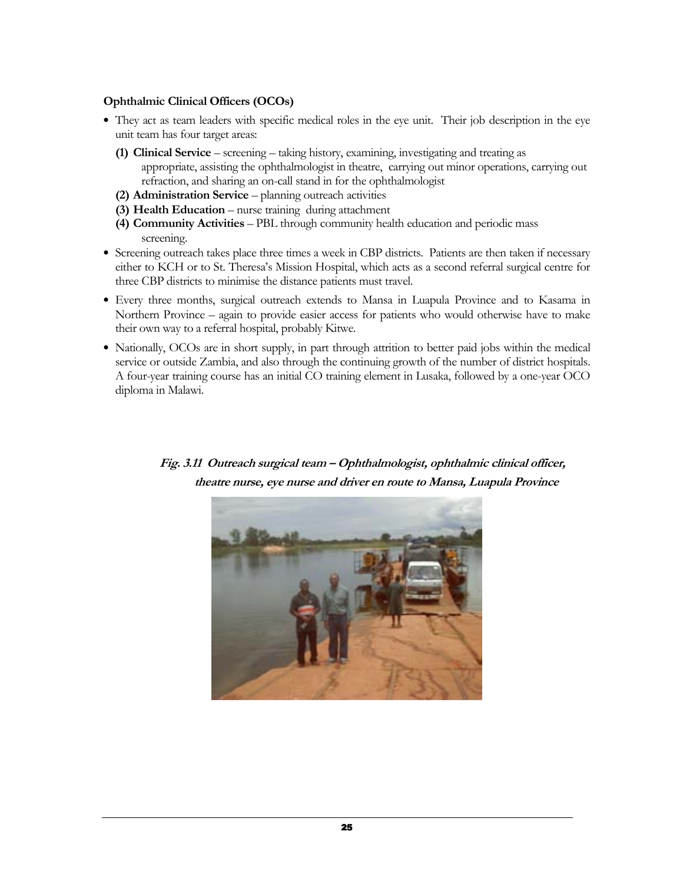**Ophthalmic Clinical Officers (OCOs)**

- They act as team leaders with specific medical roles in the eye unit. Their job description in the eye unit team has four target areas:
  - **(1) Clinical Service** – screening – taking history, examining, investigating and treating as appropriate, assisting the ophthalmologist in theatre, carrying out minor operations, carrying out refraction, and sharing an on-call stand in for the ophthalmologist
  - **(2) Administration Service** – planning outreach activities
  - **(3) Health Education** – nurse training during attachment
  - **(4) Community Activities** – PBL through community health education and periodic mass screening.
- Screening outreach takes place three times a week in CBP districts. Patients are then taken if necessary either to KCH or to St. Theresa's Mission Hospital, which acts as a second referral surgical centre for three CBP districts to minimise the distance patients must travel.
- Every three months, surgical outreach extends to Mansa in Luapula Province and to Kasama in Northern Province – again to provide easier access for patients who would otherwise have to make their own way to a referral hospital, probably Kitwe.
- Nationally, OCOs are in short supply, in part through attrition to better paid jobs within the medical service or outside Zambia, and also through the continuing growth of the number of district hospitals. A four-year training course has an initial CO training element in Lusaka, followed by a one-year OCO diploma in Malawi.

***Fig. 3.11 Outreach surgical team – Ophthalmologist, ophthalmic clinical officer, theatre nurse, eye nurse and driver en route to Mansa, Luapula Province***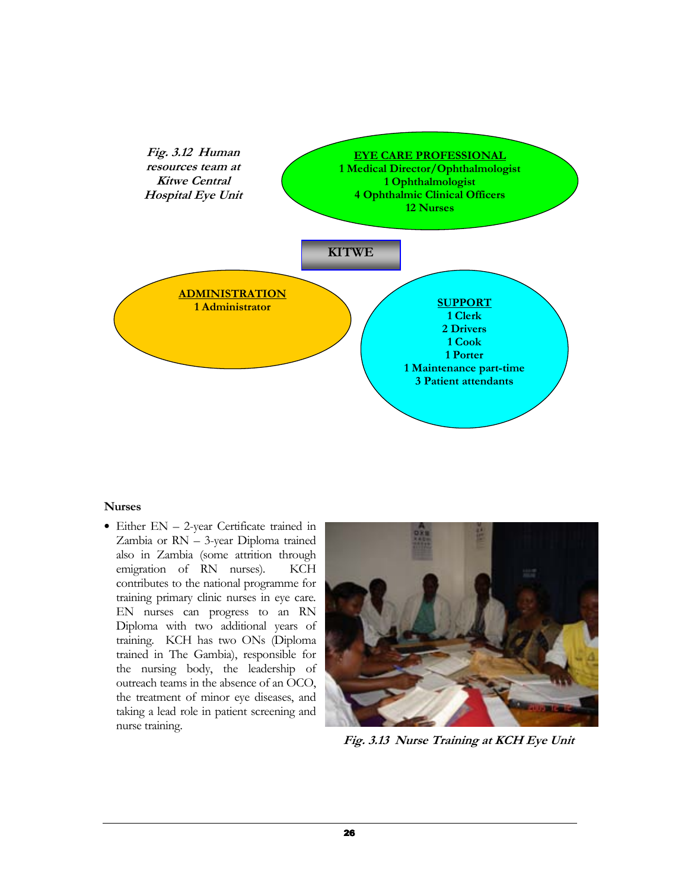*Fig. 3.12 Human resources team at Kitwe Central Hospital Eye Unit*

**KITWE**

**EYE CARE PROFESSIONAL**
**1 Medical Director/Ophthalmologist**
**1 Ophthalmologist**
**4 Ophthalmic Clinical Officers**
**12 Nurses**

**ADMINISTRATION**
**1 Administrator**

**SUPPORT**
**1 Clerk**
**2 Drivers**
**1 Cook**
**1 Porter**
**1 Maintenance part-time**
**3 Patient attendants**

**Nurses**

- Either EN – 2-year Certificate trained in Zambia or RN – 3-year Diploma trained also in Zambia (some attrition through emigration of RN nurses). KCH contributes to the national programme for training primary clinic nurses in eye care. EN nurses can progress to an RN Diploma with two additional years of training. KCH has two ONs (Diploma trained in The Gambia), responsible for the nursing body, the leadership of outreach teams in the absence of an OCO, the treatment of minor eye diseases, and taking a lead role in patient screening and nurse training.

*Fig. 3.13 Nurse Training at KCH Eye Unit*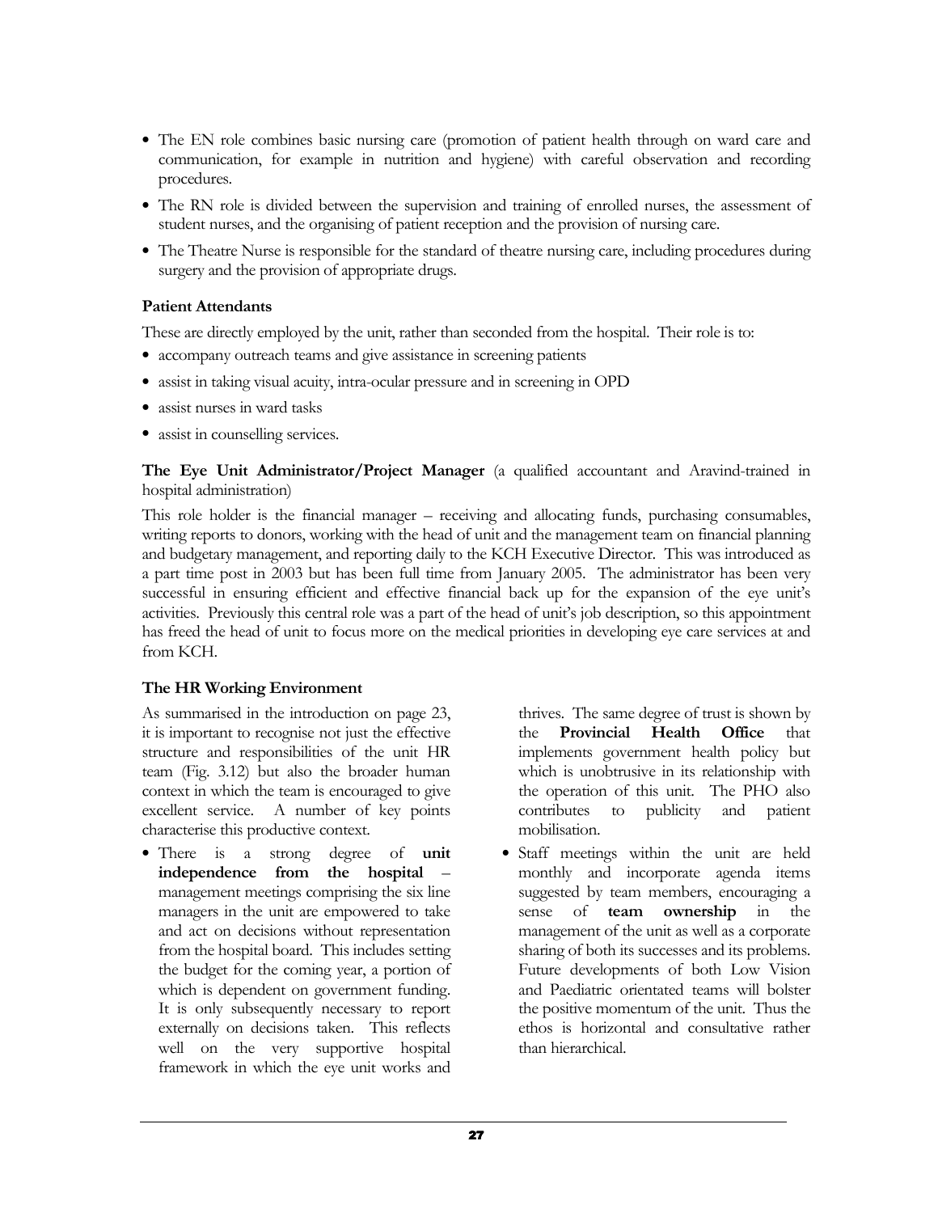- The EN role combines basic nursing care (promotion of patient health through on ward care and communication, for example in nutrition and hygiene) with careful observation and recording procedures.
- The RN role is divided between the supervision and training of enrolled nurses, the assessment of student nurses, and the organising of patient reception and the provision of nursing care.
- The Theatre Nurse is responsible for the standard of theatre nursing care, including procedures during surgery and the provision of appropriate drugs.

### Patient Attendants

These are directly employed by the unit, rather than seconded from the hospital. Their role is to:

- accompany outreach teams and give assistance in screening patients
- assist in taking visual acuity, intra-ocular pressure and in screening in OPD
- assist nurses in ward tasks
- assist in counselling services.

**The Eye Unit Administrator/Project Manager** (a qualified accountant and Aravind-trained in hospital administration)

This role holder is the financial manager – receiving and allocating funds, purchasing consumables, writing reports to donors, working with the head of unit and the management team on financial planning and budgetary management, and reporting daily to the KCH Executive Director. This was introduced as a part time post in 2003 but has been full time from January 2005. The administrator has been very successful in ensuring efficient and effective financial back up for the expansion of the eye unit's activities. Previously this central role was a part of the head of unit's job description, so this appointment has freed the head of unit to focus more on the medical priorities in developing eye care services at and from KCH.

### The HR Working Environment

As summarised in the introduction on page 23, it is important to recognise not just the effective structure and responsibilities of the unit HR team (Fig. 3.12) but also the broader human context in which the team is encouraged to give excellent service. A number of key points characterise this productive context.

- There is a strong degree of **unit independence from the hospital** – management meetings comprising the six line managers in the unit are empowered to take and act on decisions without representation from the hospital board. This includes setting the budget for the coming year, a portion of which is dependent on government funding. It is only subsequently necessary to report externally on decisions taken. This reflects well on the very supportive hospital framework in which the eye unit works and thrives. The same degree of trust is shown by the **Provincial Health Office** that implements government health policy but which is unobtrusive in its relationship with the operation of this unit. The PHO also contributes to publicity and patient mobilisation.
- Staff meetings within the unit are held monthly and incorporate agenda items suggested by team members, encouraging a sense of **team ownership** in the management of the unit as well as a corporate sharing of both its successes and its problems. Future developments of both Low Vision and Paediatric orientated teams will bolster the positive momentum of the unit. Thus the ethos is horizontal and consultative rather than hierarchical.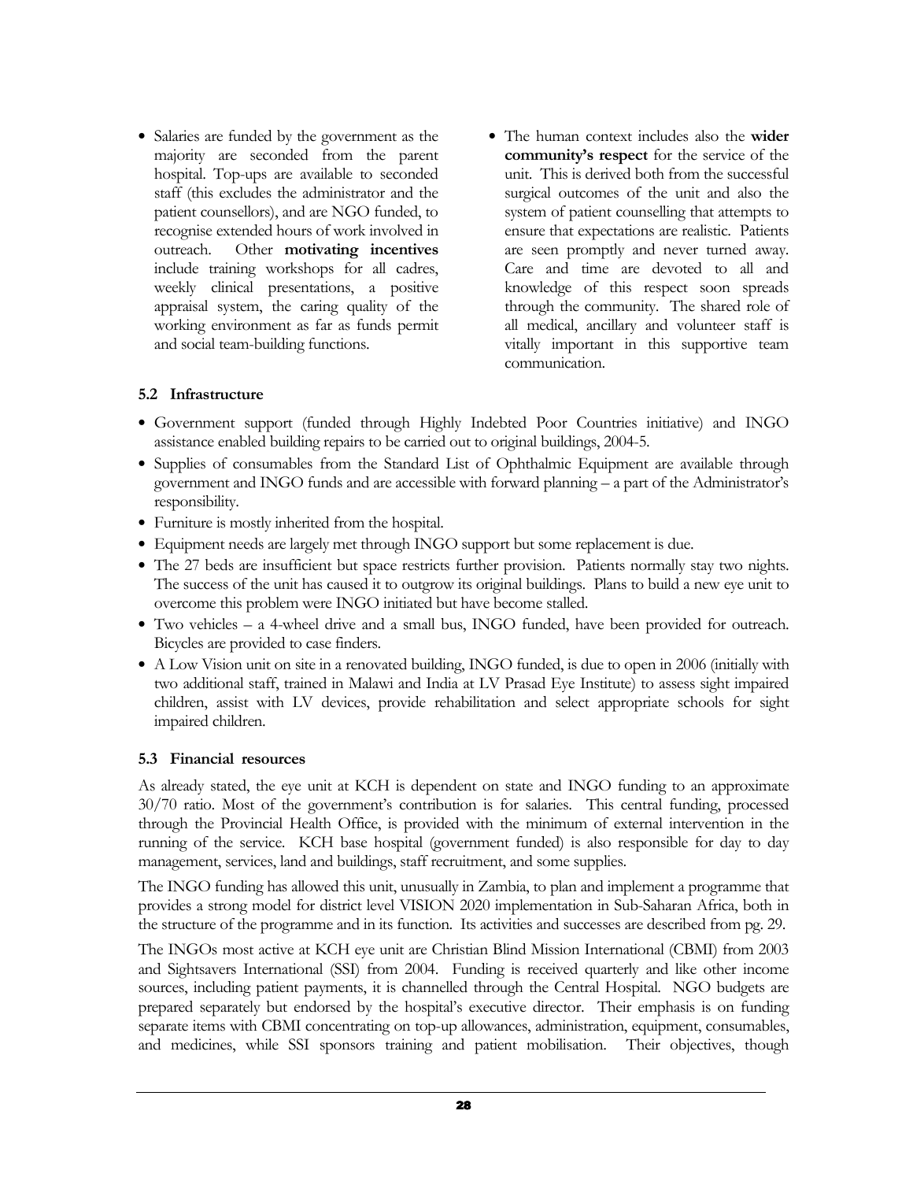- Salaries are funded by the government as the majority are seconded from the parent hospital. Top-ups are available to seconded staff (this excludes the administrator and the patient counsellors), and are NGO funded, to recognise extended hours of work involved in outreach. Other **motivating incentives** include training workshops for all cadres, weekly clinical presentations, a positive appraisal system, the caring quality of the working environment as far as funds permit and social team-building functions.
- The human context includes also the **wider community's respect** for the service of the unit. This is derived both from the successful surgical outcomes of the unit and also the system of patient counselling that attempts to ensure that expectations are realistic. Patients are seen promptly and never turned away. Care and time are devoted to all and knowledge of this respect soon spreads through the community. The shared role of all medical, ancillary and volunteer staff is vitally important in this supportive team communication.

### 5.2 Infrastructure

- Government support (funded through Highly Indebted Poor Countries initiative) and INGO assistance enabled building repairs to be carried out to original buildings, 2004-5.
- Supplies of consumables from the Standard List of Ophthalmic Equipment are available through government and INGO funds and are accessible with forward planning – a part of the Administrator's responsibility.
- Furniture is mostly inherited from the hospital.
- Equipment needs are largely met through INGO support but some replacement is due.
- The 27 beds are insufficient but space restricts further provision. Patients normally stay two nights. The success of the unit has caused it to outgrow its original buildings. Plans to build a new eye unit to overcome this problem were INGO initiated but have become stalled.
- Two vehicles – a 4-wheel drive and a small bus, INGO funded, have been provided for outreach. Bicycles are provided to case finders.
- A Low Vision unit on site in a renovated building, INGO funded, is due to open in 2006 (initially with two additional staff, trained in Malawi and India at LV Prasad Eye Institute) to assess sight impaired children, assist with LV devices, provide rehabilitation and select appropriate schools for sight impaired children.

### 5.3 Financial resources

As already stated, the eye unit at KCH is dependent on state and INGO funding to an approximate 30/70 ratio. Most of the government's contribution is for salaries. This central funding, processed through the Provincial Health Office, is provided with the minimum of external intervention in the running of the service. KCH base hospital (government funded) is also responsible for day to day management, services, land and buildings, staff recruitment, and some supplies.

The INGO funding has allowed this unit, unusually in Zambia, to plan and implement a programme that provides a strong model for district level VISION 2020 implementation in Sub-Saharan Africa, both in the structure of the programme and in its function. Its activities and successes are described from pg. 29.

The INGOs most active at KCH eye unit are Christian Blind Mission International (CBMI) from 2003 and Sightsavers International (SSI) from 2004. Funding is received quarterly and like other income sources, including patient payments, it is channelled through the Central Hospital. NGO budgets are prepared separately but endorsed by the hospital's executive director. Their emphasis is on funding separate items with CBMI concentrating on top-up allowances, administration, equipment, consumables, and medicines, while SSI sponsors training and patient mobilisation. Their objectives, though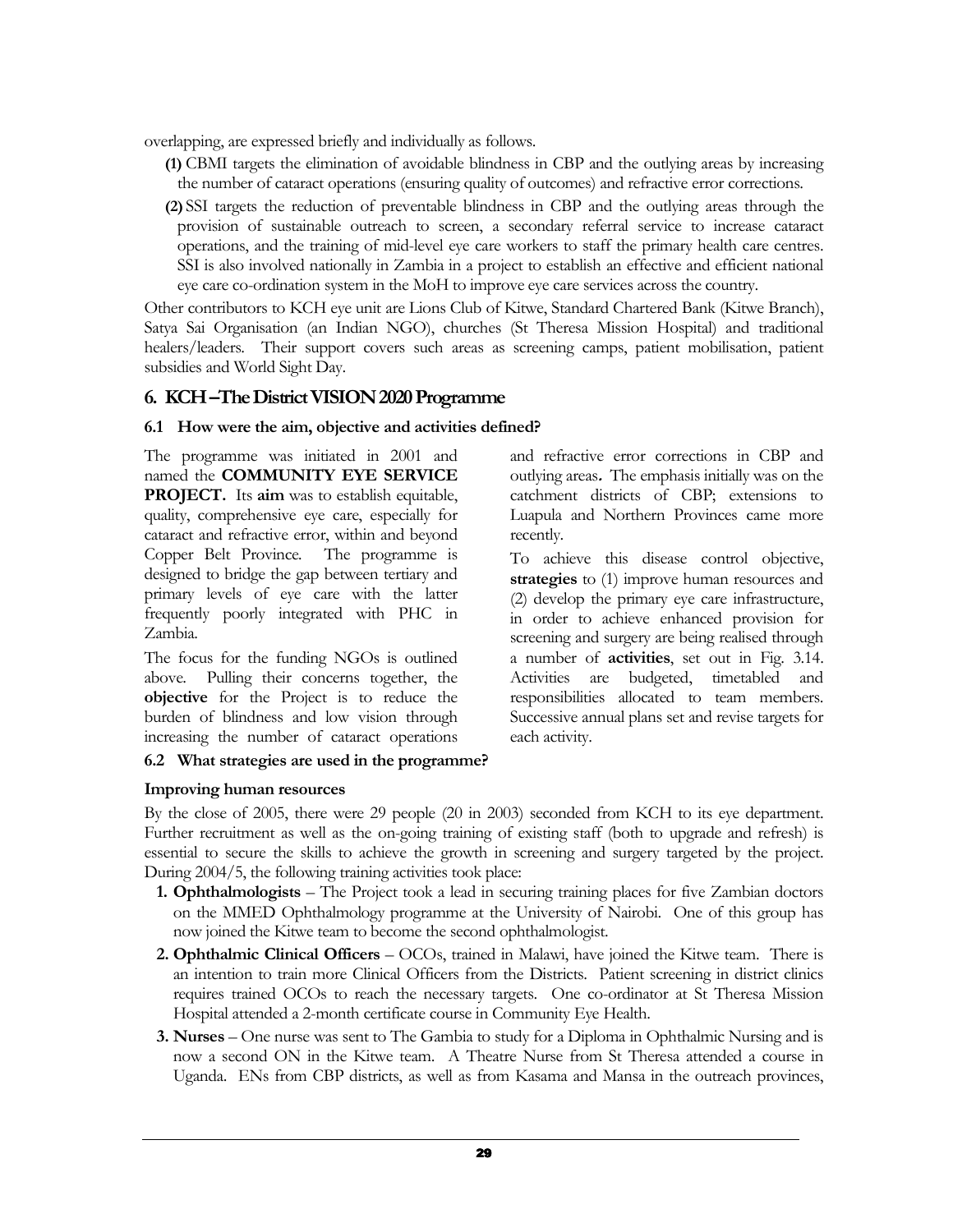overlapping, are expressed briefly and individually as follows.

**(1)** CBMI targets the elimination of avoidable blindness in CBP and the outlying areas by increasing the number of cataract operations (ensuring quality of outcomes) and refractive error corrections.

**(2)** SSI targets the reduction of preventable blindness in CBP and the outlying areas through the provision of sustainable outreach to screen, a secondary referral service to increase cataract operations, and the training of mid-level eye care workers to staff the primary health care centres. SSI is also involved nationally in Zambia in a project to establish an effective and efficient national eye care co-ordination system in the MoH to improve eye care services across the country.

Other contributors to KCH eye unit are Lions Club of Kitwe, Standard Chartered Bank (Kitwe Branch), Satya Sai Organisation (an Indian NGO), churches (St Theresa Mission Hospital) and traditional healers/leaders. Their support covers such areas as screening camps, patient mobilisation, patient subsidies and World Sight Day.

## 6. KCH – The District VISION 2020 Programme

### 6.1 How were the aim, objective and activities defined?

The programme was initiated in 2001 and named the **COMMUNITY EYE SERVICE PROJECT.** Its **aim** was to establish equitable, quality, comprehensive eye care, especially for cataract and refractive error, within and beyond Copper Belt Province. The programme is designed to bridge the gap between tertiary and primary levels of eye care with the latter frequently poorly integrated with PHC in Zambia.

The focus for the funding NGOs is outlined above. Pulling their concerns together, the **objective** for the Project is to reduce the burden of blindness and low vision through increasing the number of cataract operations and refractive error corrections in CBP and outlying areas**.** The emphasis initially was on the catchment districts of CBP; extensions to Luapula and Northern Provinces came more recently.

To achieve this disease control objective, **strategies** to (1) improve human resources and (2) develop the primary eye care infrastructure, in order to achieve enhanced provision for screening and surgery are being realised through a number of **activities**, set out in Fig. 3.14. Activities are budgeted, timetabled and responsibilities allocated to team members. Successive annual plans set and revise targets for each activity.

### 6.2 What strategies are used in the programme?

**Improving human resources**

By the close of 2005, there were 29 people (20 in 2003) seconded from KCH to its eye department. Further recruitment as well as the on-going training of existing staff (both to upgrade and refresh) is essential to secure the skills to achieve the growth in screening and surgery targeted by the project. During 2004/5, the following training activities took place:

1. **Ophthalmologists** – The Project took a lead in securing training places for five Zambian doctors on the MMED Ophthalmology programme at the University of Nairobi. One of this group has now joined the Kitwe team to become the second ophthalmologist.
2. **Ophthalmic Clinical Officers** – OCOs, trained in Malawi, have joined the Kitwe team. There is an intention to train more Clinical Officers from the Districts. Patient screening in district clinics requires trained OCOs to reach the necessary targets. One co-ordinator at St Theresa Mission Hospital attended a 2-month certificate course in Community Eye Health.
3. **Nurses** – One nurse was sent to The Gambia to study for a Diploma in Ophthalmic Nursing and is now a second ON in the Kitwe team. A Theatre Nurse from St Theresa attended a course in Uganda. ENs from CBP districts, as well as from Kasama and Mansa in the outreach provinces,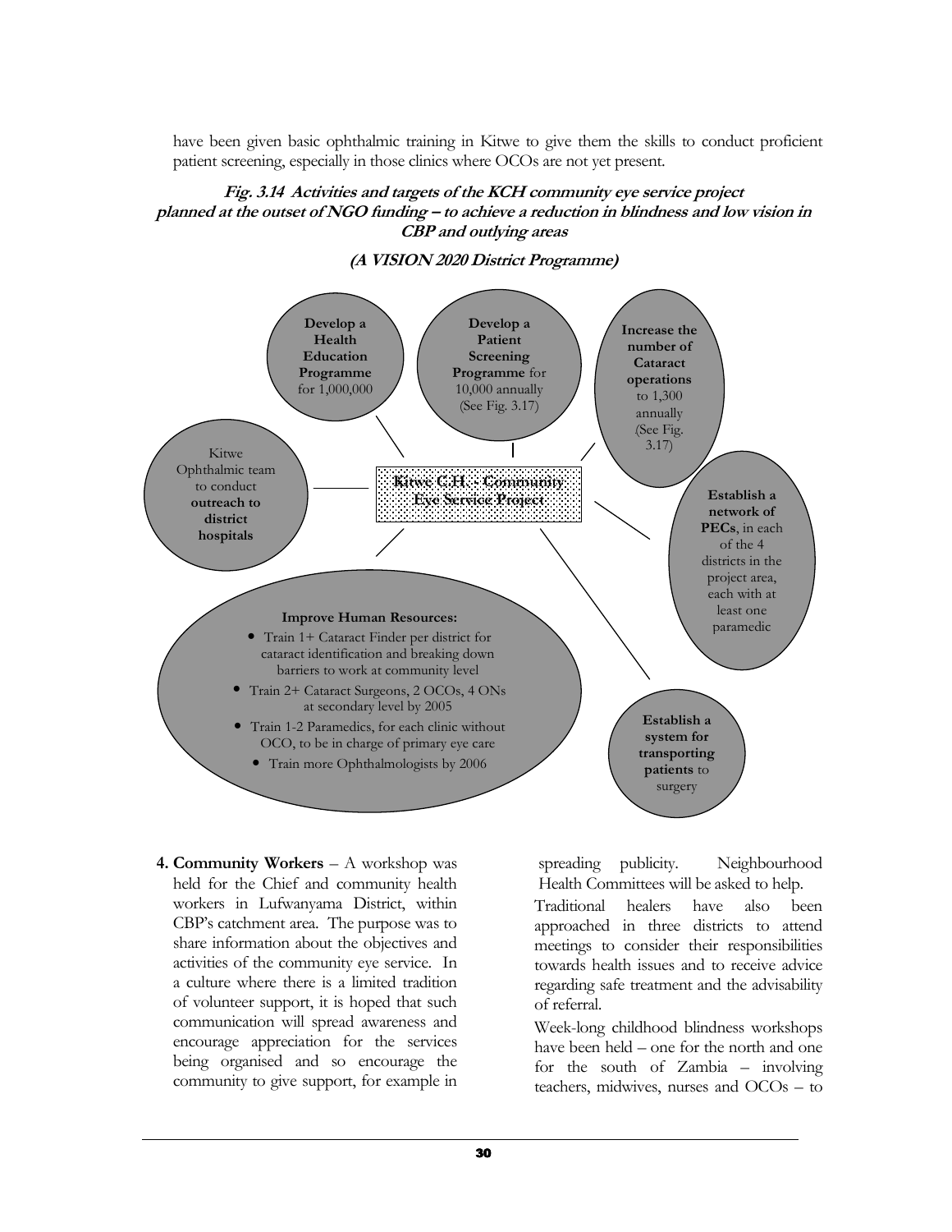have been given basic ophthalmic training in Kitwe to give them the skills to conduct proficient patient screening, especially in those clinics where OCOs are not yet present.

***Fig. 3.14 Activities and targets of the KCH community eye service project planned at the outset of NGO funding – to achieve a reduction in blindness and low vision in CBP and outlying areas***

***(A VISION 2020 District Programme)***

**Kitwe C.H. - Community Eye Service Project**

- **Develop a Health Education Programme** for 1,000,000
- **Develop a Patient Screening Programme** for 10,000 annually (See Fig. 3.17)
- **Increase the number of Cataract operations** to 1,300 annually (See Fig. 3.17)
- **Establish a network of PECs**, in each of the 4 districts in the project area, each with at least one paramedic
- **Establish a system for transporting patients** to surgery
- **Improve Human Resources:**
  - Train 1+ Cataract Finder per district for cataract identification and breaking down barriers to work at community level
  - Train 2+ Cataract Surgeons, 2 OCOs, 4 ONs at secondary level by 2005
  - Train 1-2 Paramedics, for each clinic without OCO, to be in charge of primary eye care
  - Train more Ophthalmologists by 2006
- Kitwe Ophthalmic team to conduct **outreach to district hospitals**

**4. Community Workers** – A workshop was held for the Chief and community health workers in Lufwanyama District, within CBP's catchment area. The purpose was to share information about the objectives and activities of the community eye service. In a culture where there is a limited tradition of volunteer support, it is hoped that such communication will spread awareness and encourage appreciation for the services being organised and so encourage the community to give support, for example in spreading publicity. Neighbourhood Health Committees will be asked to help.

Traditional healers have also been approached in three districts to attend meetings to consider their responsibilities towards health issues and to receive advice regarding safe treatment and the advisability of referral.

Week-long childhood blindness workshops have been held – one for the north and one for the south of Zambia – involving teachers, midwives, nurses and OCOs – to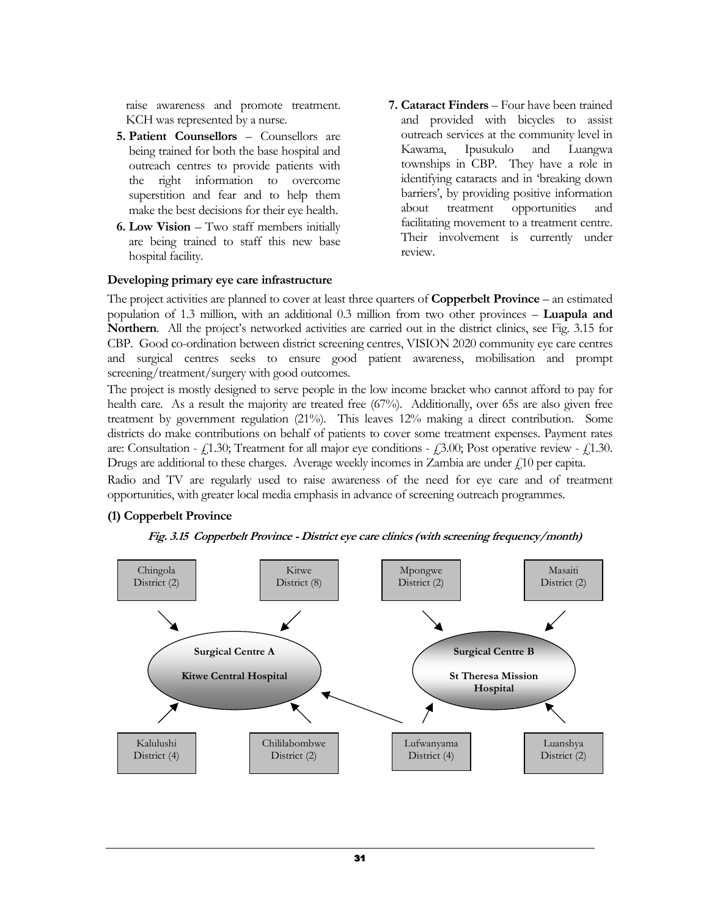raise awareness and promote treatment. KCH was represented by a nurse.

5. **Patient Counsellors** – Counsellors are being trained for both the base hospital and outreach centres to provide patients with the right information to overcome superstition and fear and to help them make the best decisions for their eye health.
6. **Low Vision** – Two staff members initially are being trained to staff this new base hospital facility.
7. **Cataract Finders** – Four have been trained and provided with bicycles to assist outreach services at the community level in Kawama, Ipusukulo and Luangwa townships in CBP. They have a role in identifying cataracts and in 'breaking down barriers', by providing positive information about treatment opportunities and facilitating movement to a treatment centre. Their involvement is currently under review.

**Developing primary eye care infrastructure**

The project activities are planned to cover at least three quarters of **Copperbelt Province** – an estimated population of 1.3 million, with an additional 0.3 million from two other provinces – **Luapula and Northern**. All the project's networked activities are carried out in the district clinics, see Fig. 3.15 for CBP. Good co-ordination between district screening centres, VISION 2020 community eye care centres and surgical centres seeks to ensure good patient awareness, mobilisation and prompt screening/treatment/surgery with good outcomes.

The project is mostly designed to serve people in the low income bracket who cannot afford to pay for health care. As a result the majority are treated free (67%). Additionally, over 65s are also given free treatment by government regulation (21%). This leaves 12% making a direct contribution. Some districts do make contributions on behalf of patients to cover some treatment expenses. Payment rates are: Consultation - £1.30; Treatment for all major eye conditions - £3.00; Post operative review - £1.30. Drugs are additional to these charges. Average weekly incomes in Zambia are under £10 per capita.

Radio and TV are regularly used to raise awareness of the need for eye care and of treatment opportunities, with greater local media emphasis in advance of screening outreach programmes.

**(1) Copperbelt Province**

***Fig. 3.15 Copperbelt Province - District eye care clinics (with screening frequency/month)***

**Surgical Centre A – Kitwe Central Hospital**
- Chingola District (2)
- Kitwe District (8)
- Kalulushi District (4)
- Chililabombwe District (2)
- Lufwanyama District (4)

**Surgical Centre B – St Theresa Mission Hospital**
- Mpongwe District (2)
- Masaiti District (2)
- Lufwanyama District (4)
- Luanshya District (2)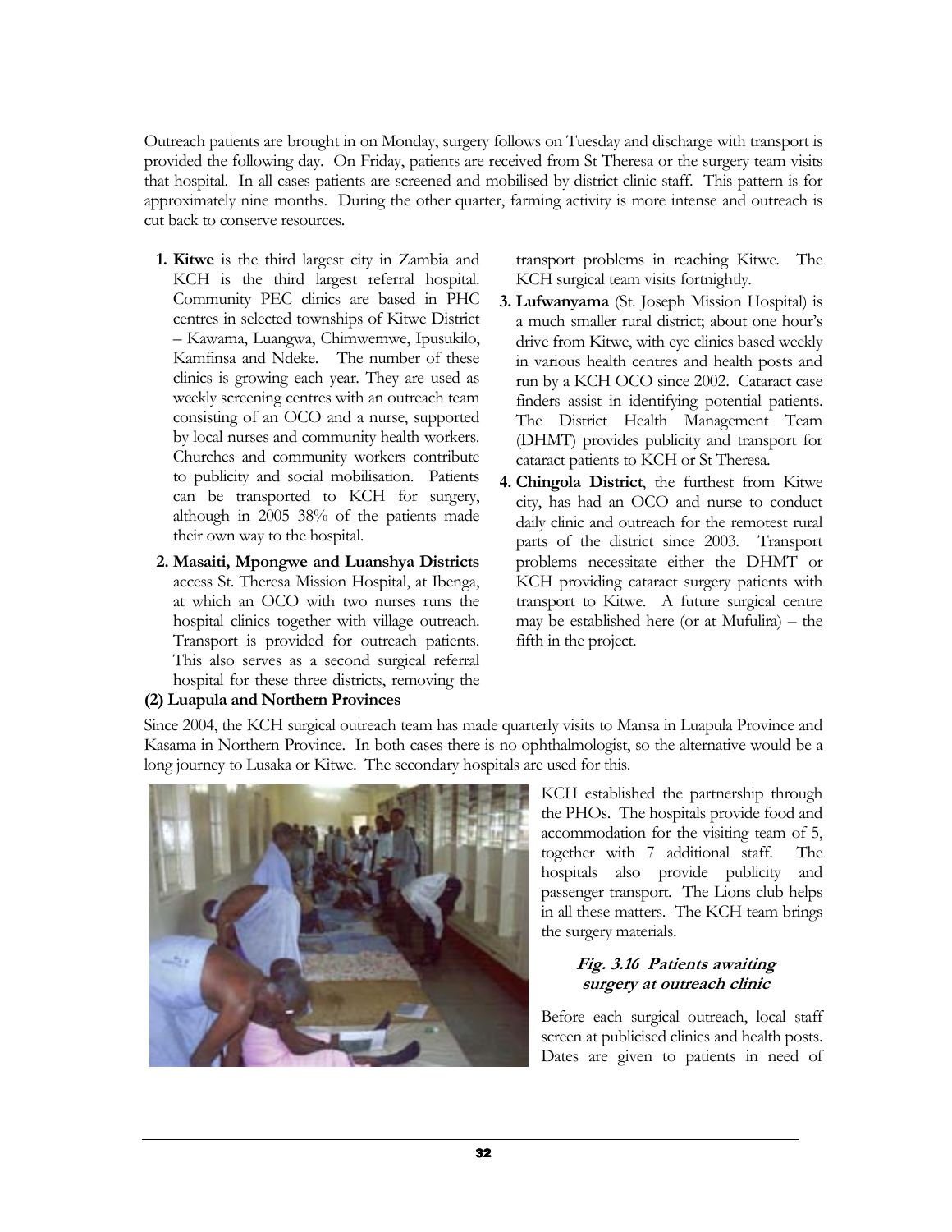Outreach patients are brought in on Monday, surgery follows on Tuesday and discharge with transport is provided the following day. On Friday, patients are received from St Theresa or the surgery team visits that hospital. In all cases patients are screened and mobilised by district clinic staff. This pattern is for approximately nine months. During the other quarter, farming activity is more intense and outreach is cut back to conserve resources.

1. **Kitwe** is the third largest city in Zambia and KCH is the third largest referral hospital. Community PEC clinics are based in PHC centres in selected townships of Kitwe District – Kawama, Luangwa, Chimwemwe, Ipusukilo, Kamfinsa and Ndeke. The number of these clinics is growing each year. They are used as weekly screening centres with an outreach team consisting of an OCO and a nurse, supported by local nurses and community health workers. Churches and community workers contribute to publicity and social mobilisation. Patients can be transported to KCH for surgery, although in 2005 38% of the patients made their own way to the hospital.
2. **Masaiti, Mpongwe and Luanshya Districts** access St. Theresa Mission Hospital, at Ibenga, at which an OCO with two nurses runs the hospital clinics together with village outreach. Transport is provided for outreach patients. This also serves as a second surgical referral hospital for these three districts, removing the transport problems in reaching Kitwe. The KCH surgical team visits fortnightly.
3. **Lufwanyama** (St. Joseph Mission Hospital) is a much smaller rural district; about one hour's drive from Kitwe, with eye clinics based weekly in various health centres and health posts and run by a KCH OCO since 2002. Cataract case finders assist in identifying potential patients. The District Health Management Team (DHMT) provides publicity and transport for cataract patients to KCH or St Theresa.
4. **Chingola District**, the furthest from Kitwe city, has had an OCO and nurse to conduct daily clinic and outreach for the remotest rural parts of the district since 2003. Transport problems necessitate either the DHMT or KCH providing cataract surgery patients with transport to Kitwe. A future surgical centre may be established here (or at Mufulira) – the fifth in the project.

**(2) Luapula and Northern Provinces**

Since 2004, the KCH surgical outreach team has made quarterly visits to Mansa in Luapula Province and Kasama in Northern Province. In both cases there is no ophthalmologist, so the alternative would be a long journey to Lusaka or Kitwe. The secondary hospitals are used for this.

KCH established the partnership through the PHOs. The hospitals provide food and accommodation for the visiting team of 5, together with 7 additional staff. The hospitals also provide publicity and passenger transport. The Lions club helps in all these matters. The KCH team brings the surgery materials.

***Fig. 3.16 Patients awaiting surgery at outreach clinic***

Before each surgical outreach, local staff screen at publicised clinics and health posts. Dates are given to patients in need of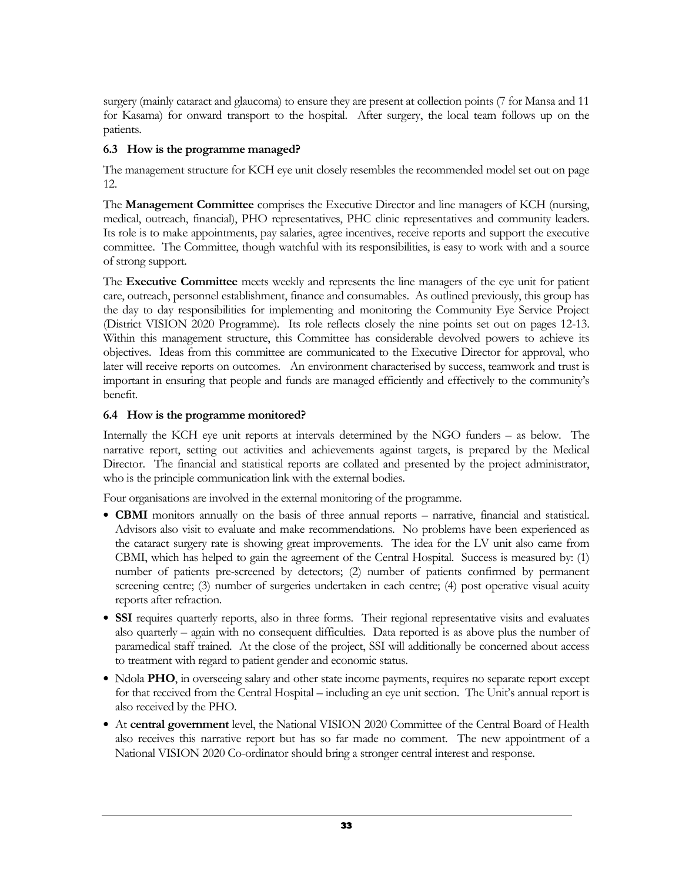surgery (mainly cataract and glaucoma) to ensure they are present at collection points (7 for Mansa and 11 for Kasama) for onward transport to the hospital. After surgery, the local team follows up on the patients.

### 6.3 How is the programme managed?

The management structure for KCH eye unit closely resembles the recommended model set out on page 12.

The **Management Committee** comprises the Executive Director and line managers of KCH (nursing, medical, outreach, financial), PHO representatives, PHC clinic representatives and community leaders. Its role is to make appointments, pay salaries, agree incentives, receive reports and support the executive committee. The Committee, though watchful with its responsibilities, is easy to work with and a source of strong support.

The **Executive Committee** meets weekly and represents the line managers of the eye unit for patient care, outreach, personnel establishment, finance and consumables. As outlined previously, this group has the day to day responsibilities for implementing and monitoring the Community Eye Service Project (District VISION 2020 Programme). Its role reflects closely the nine points set out on pages 12-13. Within this management structure, this Committee has considerable devolved powers to achieve its objectives. Ideas from this committee are communicated to the Executive Director for approval, who later will receive reports on outcomes. An environment characterised by success, teamwork and trust is important in ensuring that people and funds are managed efficiently and effectively to the community's benefit.

### 6.4 How is the programme monitored?

Internally the KCH eye unit reports at intervals determined by the NGO funders – as below. The narrative report, setting out activities and achievements against targets, is prepared by the Medical Director. The financial and statistical reports are collated and presented by the project administrator, who is the principle communication link with the external bodies.

Four organisations are involved in the external monitoring of the programme.

- **CBMI** monitors annually on the basis of three annual reports – narrative, financial and statistical. Advisors also visit to evaluate and make recommendations. No problems have been experienced as the cataract surgery rate is showing great improvements. The idea for the LV unit also came from CBMI, which has helped to gain the agreement of the Central Hospital. Success is measured by: (1) number of patients pre-screened by detectors; (2) number of patients confirmed by permanent screening centre; (3) number of surgeries undertaken in each centre; (4) post operative visual acuity reports after refraction.
- **SSI** requires quarterly reports, also in three forms. Their regional representative visits and evaluates also quarterly – again with no consequent difficulties. Data reported is as above plus the number of paramedical staff trained. At the close of the project, SSI will additionally be concerned about access to treatment with regard to patient gender and economic status.
- Ndola **PHO**, in overseeing salary and other state income payments, requires no separate report except for that received from the Central Hospital – including an eye unit section. The Unit's annual report is also received by the PHO.
- At **central government** level, the National VISION 2020 Committee of the Central Board of Health also receives this narrative report but has so far made no comment. The new appointment of a National VISION 2020 Co-ordinator should bring a stronger central interest and response.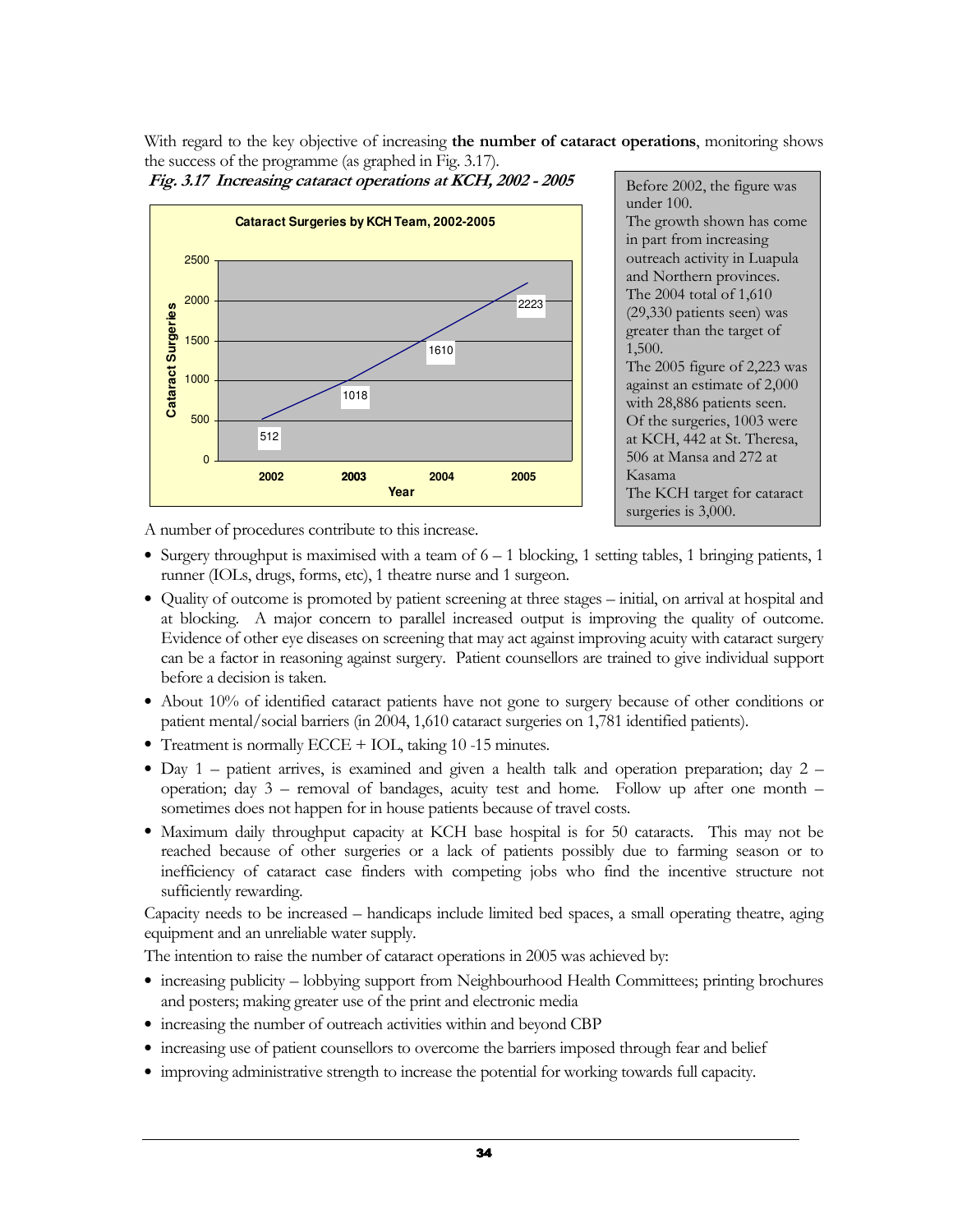With regard to the key objective of increasing **the number of cataract operations**, monitoring shows the success of the programme (as graphed in Fig. 3.17).

***Fig. 3.17 Increasing cataract operations at KCH, 2002 - 2005***

**Cataract Surgeries by KCH Team, 2002-2005**

| Year | Cataract Surgeries |
|---|---|
| 2002 | 512 |
| 2003 | 1018 |
| 2004 | 1610 |
| 2005 | 2223 |

Before 2002, the figure was under 100.
The growth shown has come in part from increasing outreach activity in Luapula and Northern provinces.
The 2004 total of 1,610 (29,330 patients seen) was greater than the target of 1,500.
The 2005 figure of 2,223 was against an estimate of 2,000 with 28,886 patients seen. Of the surgeries, 1003 were at KCH, 442 at St. Theresa, 506 at Mansa and 272 at Kasama
The KCH target for cataract surgeries is 3,000.

A number of procedures contribute to this increase.

- Surgery throughput is maximised with a team of 6 – 1 blocking, 1 setting tables, 1 bringing patients, 1 runner (IOLs, drugs, forms, etc), 1 theatre nurse and 1 surgeon.
- Quality of outcome is promoted by patient screening at three stages – initial, on arrival at hospital and at blocking. A major concern to parallel increased output is improving the quality of outcome. Evidence of other eye diseases on screening that may act against improving acuity with cataract surgery can be a factor in reasoning against surgery. Patient counsellors are trained to give individual support before a decision is taken.
- About 10% of identified cataract patients have not gone to surgery because of other conditions or patient mental/social barriers (in 2004, 1,610 cataract surgeries on 1,781 identified patients).
- Treatment is normally ECCE + IOL, taking 10 -15 minutes.
- Day 1 – patient arrives, is examined and given a health talk and operation preparation; day 2 – operation; day 3 – removal of bandages, acuity test and home. Follow up after one month – sometimes does not happen for in house patients because of travel costs.
- Maximum daily throughput capacity at KCH base hospital is for 50 cataracts. This may not be reached because of other surgeries or a lack of patients possibly due to farming season or to inefficiency of cataract case finders with competing jobs who find the incentive structure not sufficiently rewarding.

Capacity needs to be increased – handicaps include limited bed spaces, a small operating theatre, aging equipment and an unreliable water supply.

The intention to raise the number of cataract operations in 2005 was achieved by:

- increasing publicity – lobbying support from Neighbourhood Health Committees; printing brochures and posters; making greater use of the print and electronic media
- increasing the number of outreach activities within and beyond CBP
- increasing use of patient counsellors to overcome the barriers imposed through fear and belief
- improving administrative strength to increase the potential for working towards full capacity.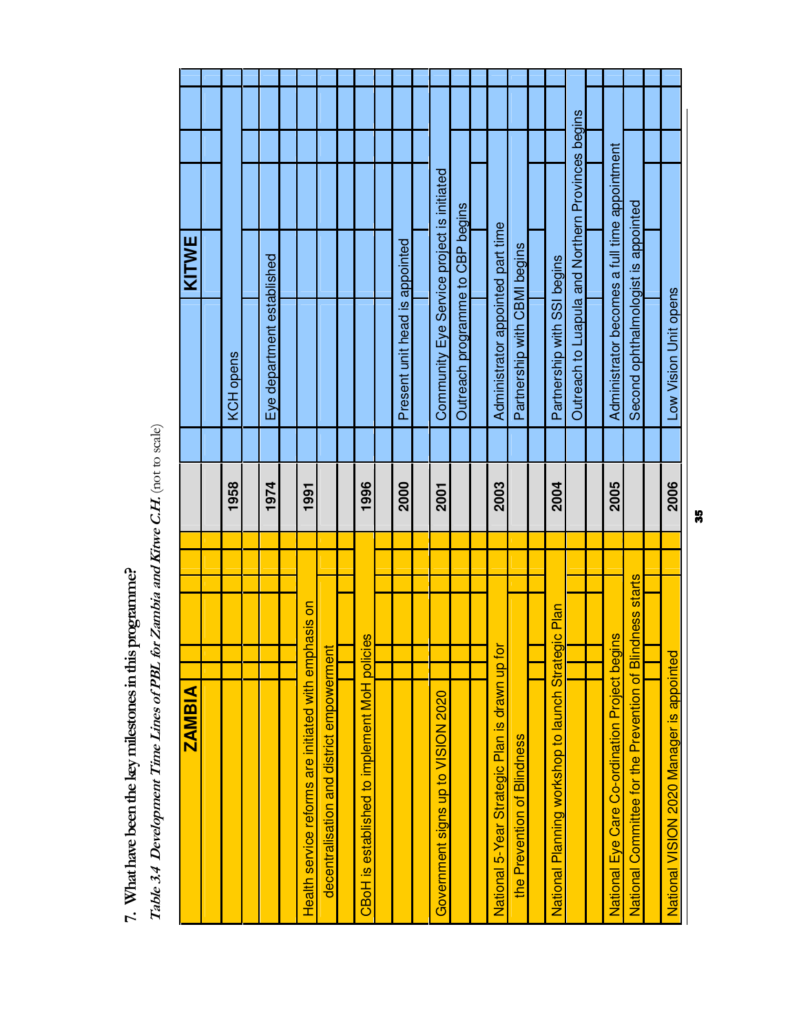7. What have been the key milestones in this programme?

*Table 3.4 Development Time Lines of PBL for Zambia and Kitwe C.H.* (not to scale)

| ZAMBIA | | KITWE |
|---|---|---|
| | 1958 | KCH opens |
| | 1974 | Eye department established |
| Health service reforms are initiated with emphasis on decentralisation and district empowerment | 1991 | |
| CBoH is established to implement MoH policies | 1996 | |
| | 2000 | Present unit head is appointed |
| Government signs up to VISION 2020 | 2001 | Community Eye Service project is initiated |
| | | Outreach programme to CBP begins |
| National 5-Year Strategic Plan is drawn up for the Prevention of Blindness | 2003 | Administrator appointed part time |
| | | Partnership with CBMI begins |
| National Planning workshop to launch Strategic Plan | 2004 | Partnership with SSI begins |
| | | Outreach to Luapula and Northern Provinces begins |
| National Eye Care Co-ordination Project begins | 2005 | Administrator becomes a full time appointment |
| National Committee for the Prevention of Blindness starts | | Second ophthalmologist is appointed |
| National VISION 2020 Manager is appointed | 2006 | Low Vision Unit opens |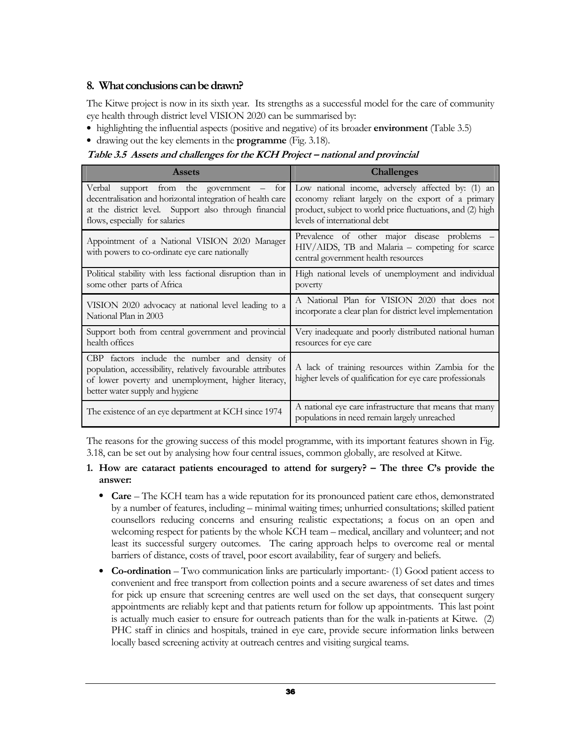## 8. What conclusions can be drawn?

The Kitwe project is now in its sixth year. Its strengths as a successful model for the care of community eye health through district level VISION 2020 can be summarised by:

- highlighting the influential aspects (positive and negative) of its broader **environment** (Table 3.5)
- drawing out the key elements in the **programme** (Fig. 3.18).

***Table 3.5 Assets and challenges for the KCH Project – national and provincial***

| Assets | Challenges |
|---|---|
| Verbal support from the government – for decentralisation and horizontal integration of health care at the district level. Support also through financial flows, especially for salaries | Low national income, adversely affected by: (1) an economy reliant largely on the export of a primary product, subject to world price fluctuations, and (2) high levels of international debt |
| Appointment of a National VISION 2020 Manager with powers to co-ordinate eye care nationally | Prevalence of other major disease problems – HIV/AIDS, TB and Malaria – competing for scarce central government health resources |
| Political stability with less factional disruption than in some other parts of Africa | High national levels of unemployment and individual poverty |
| VISION 2020 advocacy at national level leading to a National Plan in 2003 | A National Plan for VISION 2020 that does not incorporate a clear plan for district level implementation |
| Support both from central government and provincial health offices | Very inadequate and poorly distributed national human resources for eye care |
| CBP factors include the number and density of population, accessibility, relatively favourable attributes of lower poverty and unemployment, higher literacy, better water supply and hygiene | A lack of training resources within Zambia for the higher levels of qualification for eye care professionals |
| The existence of an eye department at KCH since 1974 | A national eye care infrastructure that means that many populations in need remain largely unreached |

The reasons for the growing success of this model programme, with its important features shown in Fig. 3.18, can be set out by analysing how four central issues, common globally, are resolved at Kitwe.

1. **How are cataract patients encouraged to attend for surgery? – The three C's provide the answer:**

   - **Care** – The KCH team has a wide reputation for its pronounced patient care ethos, demonstrated by a number of features, including – minimal waiting times; unhurried consultations; skilled patient counsellors reducing concerns and ensuring realistic expectations; a focus on an open and welcoming respect for patients by the whole KCH team – medical, ancillary and volunteer; and not least its successful surgery outcomes. The caring approach helps to overcome real or mental barriers of distance, costs of travel, poor escort availability, fear of surgery and beliefs.
   - **Co-ordination** – Two communication links are particularly important:- (1) Good patient access to convenient and free transport from collection points and a secure awareness of set dates and times for pick up ensure that screening centres are well used on the set days, that consequent surgery appointments are reliably kept and that patients return for follow up appointments. This last point is actually much easier to ensure for outreach patients than for the walk in-patients at Kitwe. (2) PHC staff in clinics and hospitals, trained in eye care, provide secure information links between locally based screening activity at outreach centres and visiting surgical teams.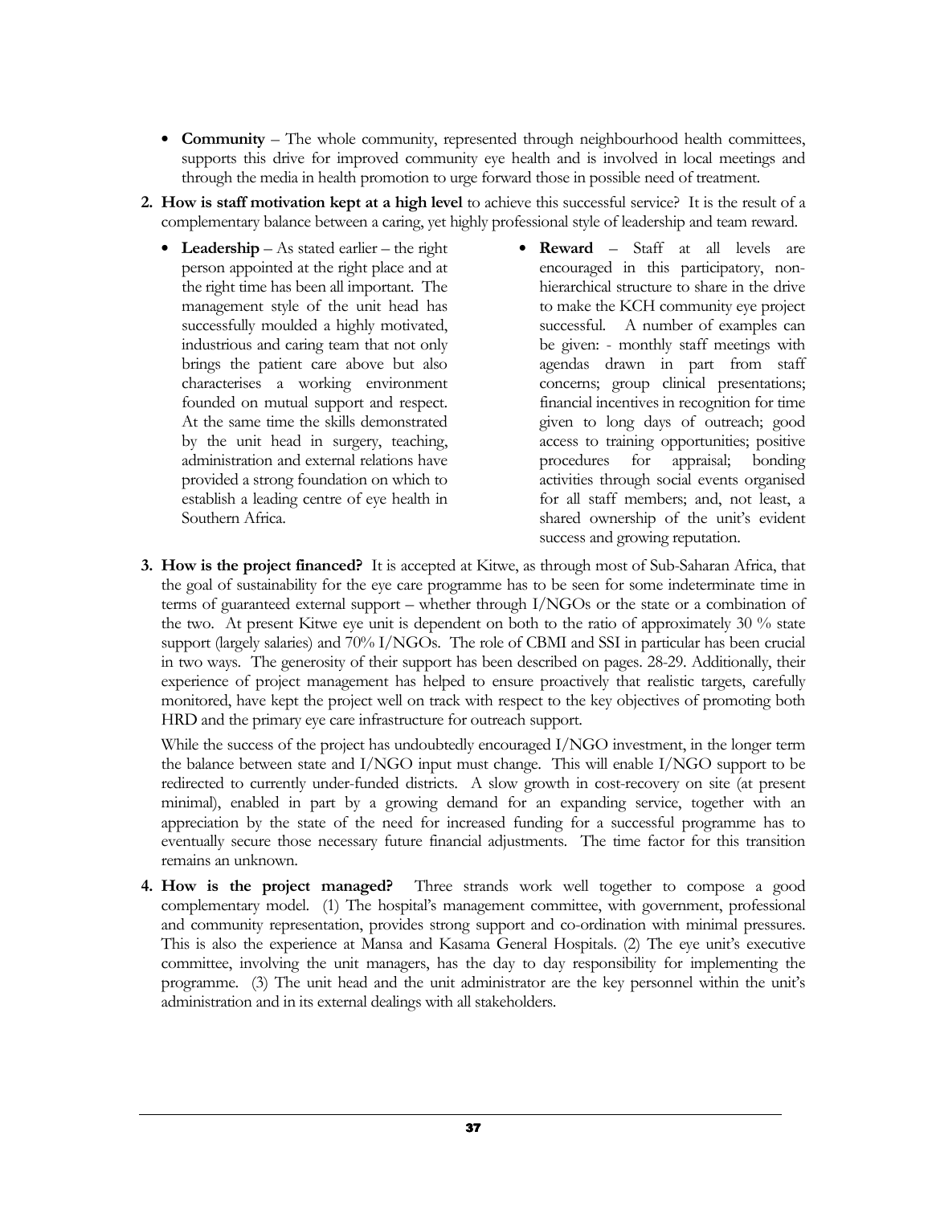- **Community** – The whole community, represented through neighbourhood health committees, supports this drive for improved community eye health and is involved in local meetings and through the media in health promotion to urge forward those in possible need of treatment.

**2. How is staff motivation kept at a high level** to achieve this successful service? It is the result of a complementary balance between a caring, yet highly professional style of leadership and team reward.

- **Leadership** – As stated earlier – the right person appointed at the right place and at the right time has been all important. The management style of the unit head has successfully moulded a highly motivated, industrious and caring team that not only brings the patient care above but also characterises a working environment founded on mutual support and respect. At the same time the skills demonstrated by the unit head in surgery, teaching, administration and external relations have provided a strong foundation on which to establish a leading centre of eye health in Southern Africa.
- **Reward** – Staff at all levels are encouraged in this participatory, non-hierarchical structure to share in the drive to make the KCH community eye project successful. A number of examples can be given: - monthly staff meetings with agendas drawn in part from staff concerns; group clinical presentations; financial incentives in recognition for time given to long days of outreach; good access to training opportunities; positive procedures for appraisal; bonding activities through social events organised for all staff members; and, not least, a shared ownership of the unit's evident success and growing reputation.

**3. How is the project financed?** It is accepted at Kitwe, as through most of Sub-Saharan Africa, that the goal of sustainability for the eye care programme has to be seen for some indeterminate time in terms of guaranteed external support – whether through I/NGOs or the state or a combination of the two. At present Kitwe eye unit is dependent on both to the ratio of approximately 30 % state support (largely salaries) and 70% I/NGOs. The role of CBMI and SSI in particular has been crucial in two ways. The generosity of their support has been described on pages. 28-29. Additionally, their experience of project management has helped to ensure proactively that realistic targets, carefully monitored, have kept the project well on track with respect to the key objectives of promoting both HRD and the primary eye care infrastructure for outreach support.

While the success of the project has undoubtedly encouraged I/NGO investment, in the longer term the balance between state and I/NGO input must change. This will enable I/NGO support to be redirected to currently under-funded districts. A slow growth in cost-recovery on site (at present minimal), enabled in part by a growing demand for an expanding service, together with an appreciation by the state of the need for increased funding for a successful programme has to eventually secure those necessary future financial adjustments. The time factor for this transition remains an unknown.

**4. How is the project managed?** Three strands work well together to compose a good complementary model. (1) The hospital's management committee, with government, professional and community representation, provides strong support and co-ordination with minimal pressures. This is also the experience at Mansa and Kasama General Hospitals. (2) The eye unit's executive committee, involving the unit managers, has the day to day responsibility for implementing the programme. (3) The unit head and the unit administrator are the key personnel within the unit's administration and in its external dealings with all stakeholders.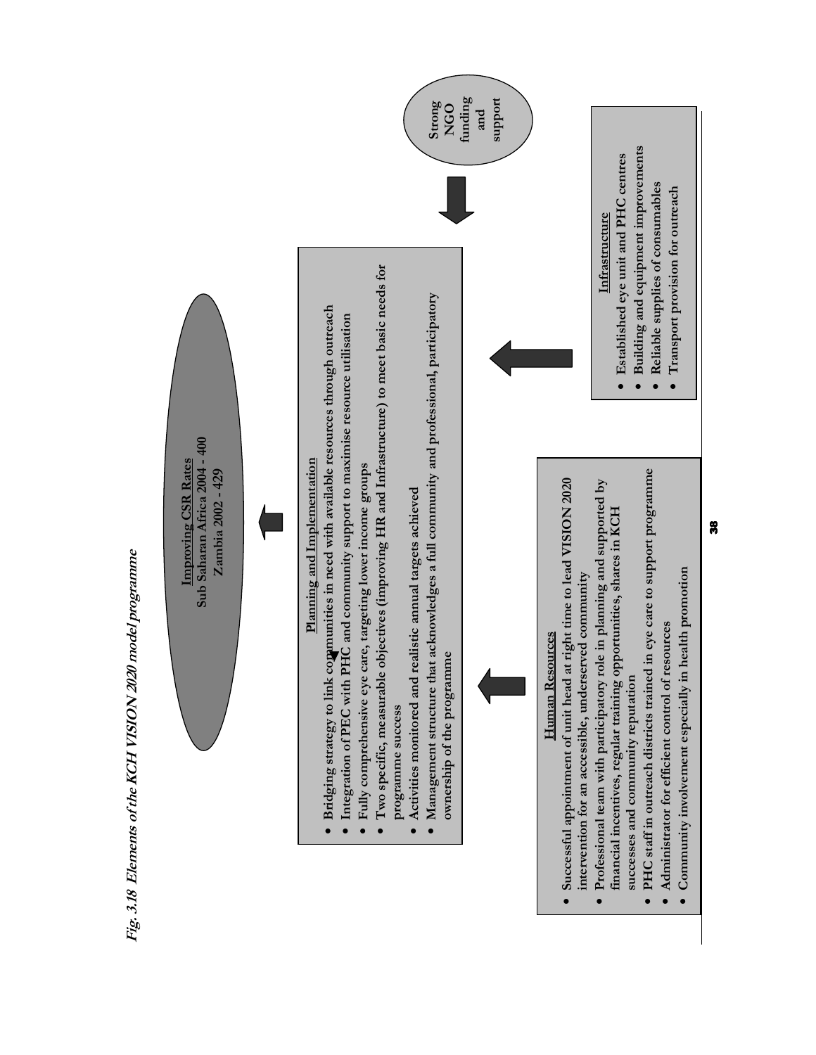*Fig. 3.18 Elements of the KCH VISION 2020 model programme*

**Improving CSR Rates**
**Sub Saharan Africa 2004 - 400**
**Zambia 2002 - 429**

**Planning and Implementation**

- Bridging strategy to link communities in need with available resources through outreach
- Integration of PEC with PHC and community support to maximise resource utilisation
- Fully comprehensive eye care, targeting lower income groups
- Two specific, measurable objectives (improving HR and Infrastructure) to meet basic needs for programme success
- Activities monitored and realistic annual targets achieved
- Management structure that acknowledges a full community and professional, participatory ownership of the programme

**Strong NGO funding and support**

**Human Resources**

- Successful appointment of unit head at right time to lead VISION 2020 intervention for an accessible, underserved community
- Professional team with participatory role in planning and supported by financial incentives, regular training opportunities, shares in KCH successes and community reputation
- PHC staff in outreach districts trained in eye care to support programme
- Administrator for efficient control of resources
- Community involvement especially in health promotion

**Infrastructure**

- Established eye unit and PHC centres
- Building and equipment improvements
- Reliable supplies of consumables
- Transport provision for outreach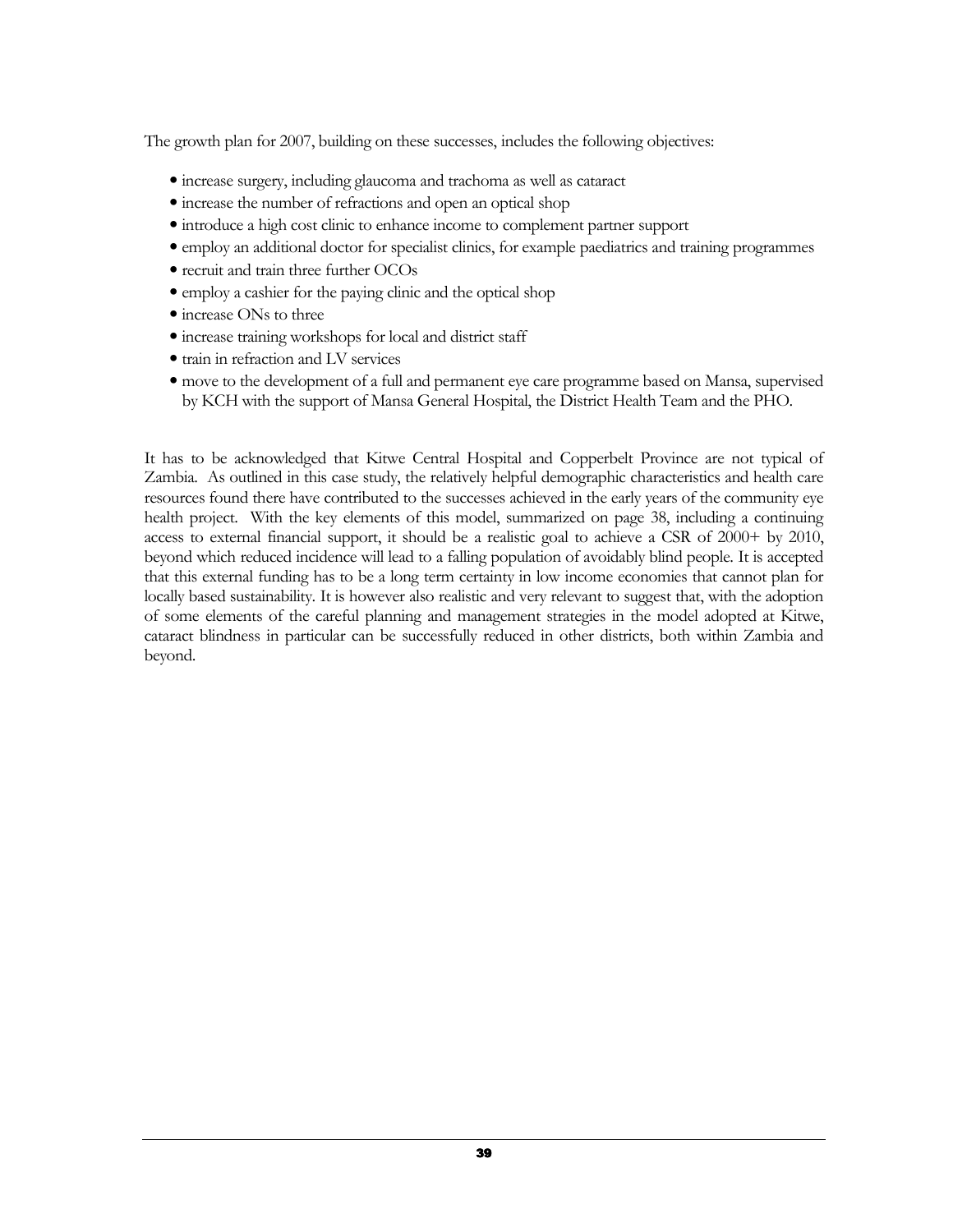The growth plan for 2007, building on these successes, includes the following objectives:

- increase surgery, including glaucoma and trachoma as well as cataract
- increase the number of refractions and open an optical shop
- introduce a high cost clinic to enhance income to complement partner support
- employ an additional doctor for specialist clinics, for example paediatrics and training programmes
- recruit and train three further OCOs
- employ a cashier for the paying clinic and the optical shop
- increase ONs to three
- increase training workshops for local and district staff
- train in refraction and LV services
- move to the development of a full and permanent eye care programme based on Mansa, supervised by KCH with the support of Mansa General Hospital, the District Health Team and the PHO.

It has to be acknowledged that Kitwe Central Hospital and Copperbelt Province are not typical of Zambia. As outlined in this case study, the relatively helpful demographic characteristics and health care resources found there have contributed to the successes achieved in the early years of the community eye health project. With the key elements of this model, summarized on page 38, including a continuing access to external financial support, it should be a realistic goal to achieve a CSR of 2000+ by 2010, beyond which reduced incidence will lead to a falling population of avoidably blind people. It is accepted that this external funding has to be a long term certainty in low income economies that cannot plan for locally based sustainability. It is however also realistic and very relevant to suggest that, with the adoption of some elements of the careful planning and management strategies in the model adopted at Kitwe, cataract blindness in particular can be successfully reduced in other districts, both within Zambia and beyond.